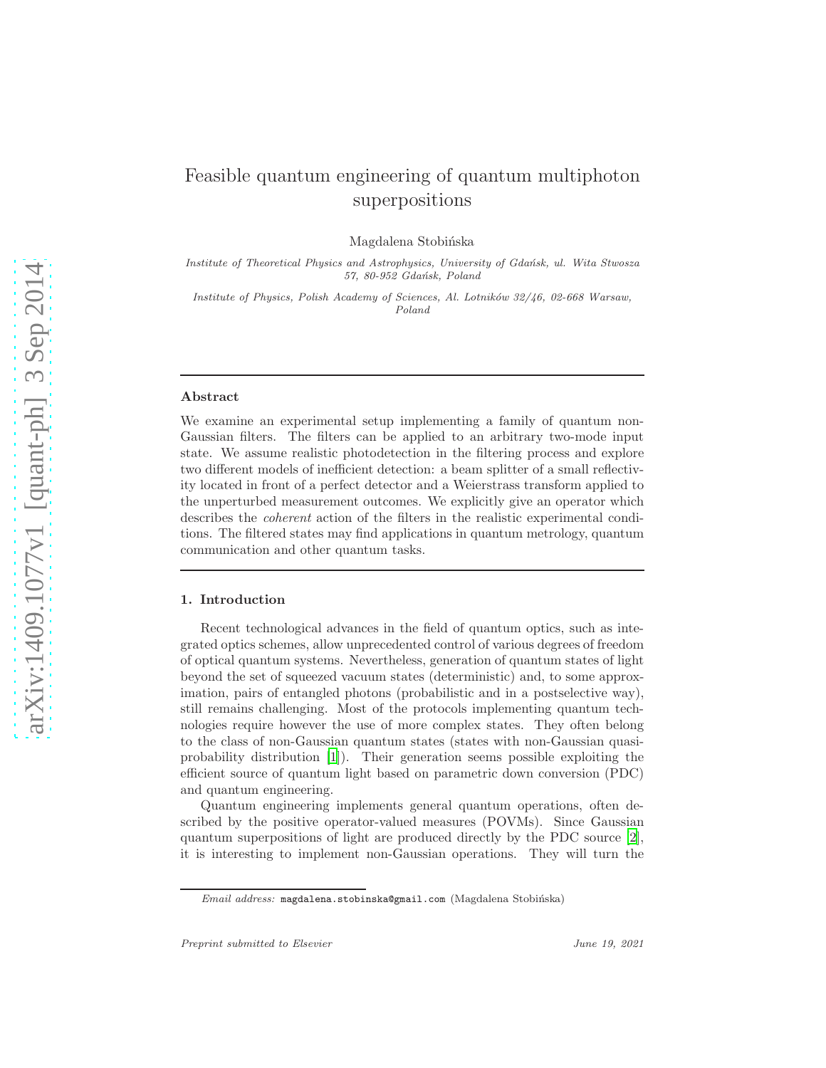# Feasible quantum engineering of quantum multiphoton superpositions

Magdalena Stobińska

*Institute of Theoretical Physics and Astrophysics, University of Gdańsk, ul. Wita Stwosza 57, 80-952 Gdańsk, Poland*

*Institute of Physics, Polish Academy of Sciences, Al. Lotników 32/46, 02-668 Warsaw, Poland*

---

### Abstract

We examine an experimental setup implementing a family of quantum non-Gaussian filters. The filters can be applied to an arbitrary two-mode input state. We assume realistic photodetection in the filtering process and explore two different models of inefficient detection: a beam splitter of a small reflectivity located in front of a perfect detector and a Weierstrass transform applied to the unperturbed measurement outcomes. We explicitly give an operator which describes the *coherent* action of the filters in the realistic experimental conditions. The filtered states may find applications in quantum metrology, quantum communication and other quantum tasks.

---

## 1. Introduction

Recent technological advances in the field of quantum optics, such as integrated optics schemes, allow unprecedented control of various degrees of freedom of optical quantum systems. Nevertheless, generation of quantum states of light beyond the set of squeezed vacuum states (deterministic) and, to some approximation, pairs of entangled photons (probabilistic and in a postselective way), still remains challenging. Most of the protocols implementing quantum technologies require however the use of more complex states. They often belong to the class of non-Gaussian quantum states (states with non-Gaussian quasi-probability distribution [1]). Their generation seems possible exploiting the efficient source of quantum light based on parametric down conversion (PDC) and quantum engineering.

Quantum engineering implements general quantum operations, often described by the positive operator-valued measures (POVMs). Since Gaussian quantum superpositions of light are produced directly by the PDC source [2], it is interesting to implement non-Gaussian operations. They will turn the

*Email address:* magdalena.stobinska@gmail.com (Magdalena Stobińska)

*Preprint submitted to Elsevier* *June 19, 2021*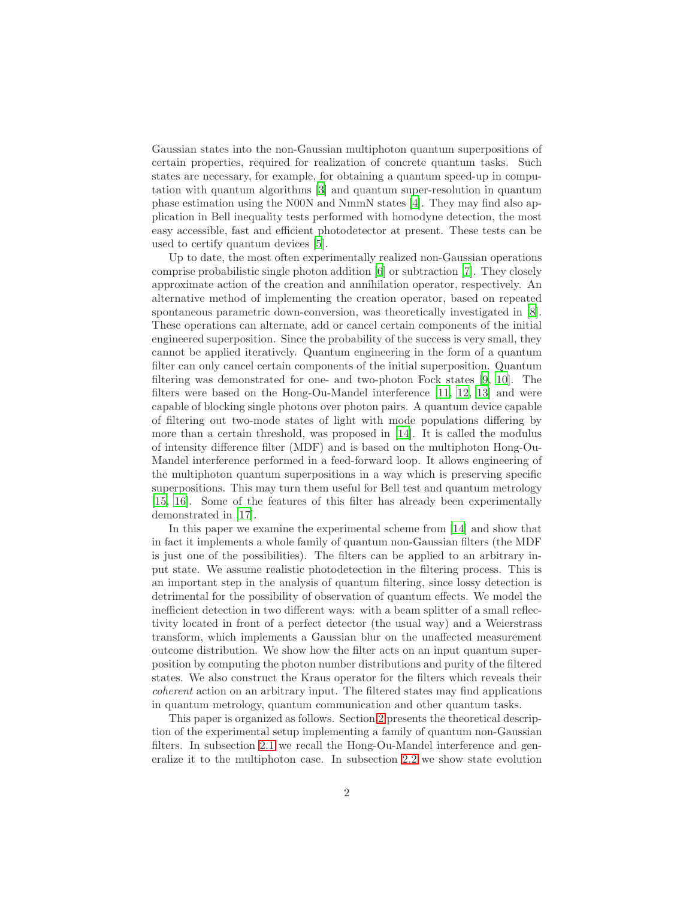Gaussian states into the non-Gaussian multiphoton quantum superpositions of certain properties, required for realization of concrete quantum tasks. Such states are necessary, for example, for obtaining a quantum speed-up in computation with quantum algorithms [3] and quantum super-resolution in quantum phase estimation using the N00N and NmmN states [4]. They may find also application in Bell inequality tests performed with homodyne detection, the most easy accessible, fast and efficient photodetector at present. These tests can be used to certify quantum devices [5].

Up to date, the most often experimentally realized non-Gaussian operations comprise probabilistic single photon addition [6] or subtraction [7]. They closely approximate action of the creation and annihilation operator, respectively. An alternative method of implementing the creation operator, based on repeated spontaneous parametric down-conversion, was theoretically investigated in [8]. These operations can alternate, add or cancel certain components of the initial engineered superposition. Since the probability of the success is very small, they cannot be applied iteratively. Quantum engineering in the form of a quantum filter can only cancel certain components of the initial superposition. Quantum filtering was demonstrated for one- and two-photon Fock states [9, 10]. The filters were based on the Hong-Ou-Mandel interference [11, 12, 13] and were capable of blocking single photons over photon pairs. A quantum device capable of filtering out two-mode states of light with mode populations differing by more than a certain threshold, was proposed in [14]. It is called the modulus of intensity difference filter (MDF) and is based on the multiphoton Hong-Ou-Mandel interference performed in a feed-forward loop. It allows engineering of the multiphoton quantum superpositions in a way which is preserving specific superpositions. This may turn them useful for Bell test and quantum metrology [15, 16]. Some of the features of this filter has already been experimentally demonstrated in [17].

In this paper we examine the experimental scheme from [14] and show that in fact it implements a whole family of quantum non-Gaussian filters (the MDF is just one of the possibilities). The filters can be applied to an arbitrary input state. We assume realistic photodetection in the filtering process. This is an important step in the analysis of quantum filtering, since lossy detection is detrimental for the possibility of observation of quantum effects. We model the inefficient detection in two different ways: with a beam splitter of a small reflectivity located in front of a perfect detector (the usual way) and a Weierstrass transform, which implements a Gaussian blur on the unaffected measurement outcome distribution. We show how the filter acts on an input quantum superposition by computing the photon number distributions and purity of the filtered states. We also construct the Kraus operator for the filters which reveals their *coherent* action on an arbitrary input. The filtered states may find applications in quantum metrology, quantum communication and other quantum tasks.

This paper is organized as follows. Section 2 presents the theoretical description of the experimental setup implementing a family of quantum non-Gaussian filters. In subsection 2.1 we recall the Hong-Ou-Mandel interference and generalize it to the multiphoton case. In subsection 2.2 we show state evolution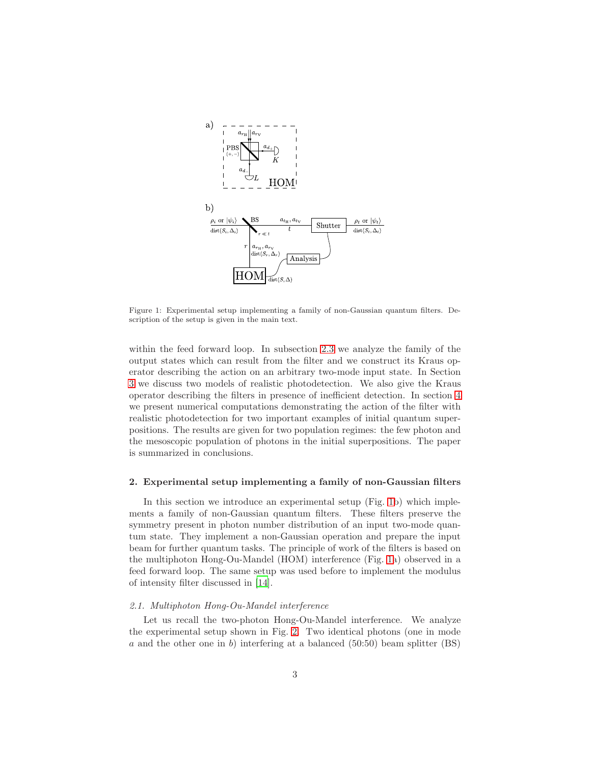Figure 1: Experimental setup implementing a family of non-Gaussian quantum filters. Description of the setup is given in the main text.

within the feed forward loop. In subsection 2.3 we analyze the family of the output states which can result from the filter and we construct its Kraus operator describing the action on an arbitrary two-mode input state. In Section 3 we discuss two models of realistic photodetection. We also give the Kraus operator describing the filters in presence of inefficient detection. In section 4 we present numerical computations demonstrating the action of the filter with realistic photodetection for two important examples of initial quantum superpositions. The results are given for two population regimes: the few photon and the mesoscopic population of photons in the initial superpositions. The paper is summarized in conclusions.

## 2. Experimental setup implementing a family of non-Gaussian filters

In this section we introduce an experimental setup (Fig. 1b) which implements a family of non-Gaussian quantum filters. These filters preserve the symmetry present in photon number distribution of an input two-mode quantum state. They implement a non-Gaussian operation and prepare the input beam for further quantum tasks. The principle of work of the filters is based on the multiphoton Hong-Ou-Mandel (HOM) interference (Fig. 1a) observed in a feed forward loop. The same setup was used before to implement the modulus of intensity filter discussed in [14].

### *2.1. Multiphoton Hong-Ou-Mandel interference*

Let us recall the two-photon Hong-Ou-Mandel interference. We analyze the experimental setup shown in Fig. 2. Two identical photons (one in mode $a$ and the other one in $b$) interfering at a balanced (50:50) beam splitter (BS)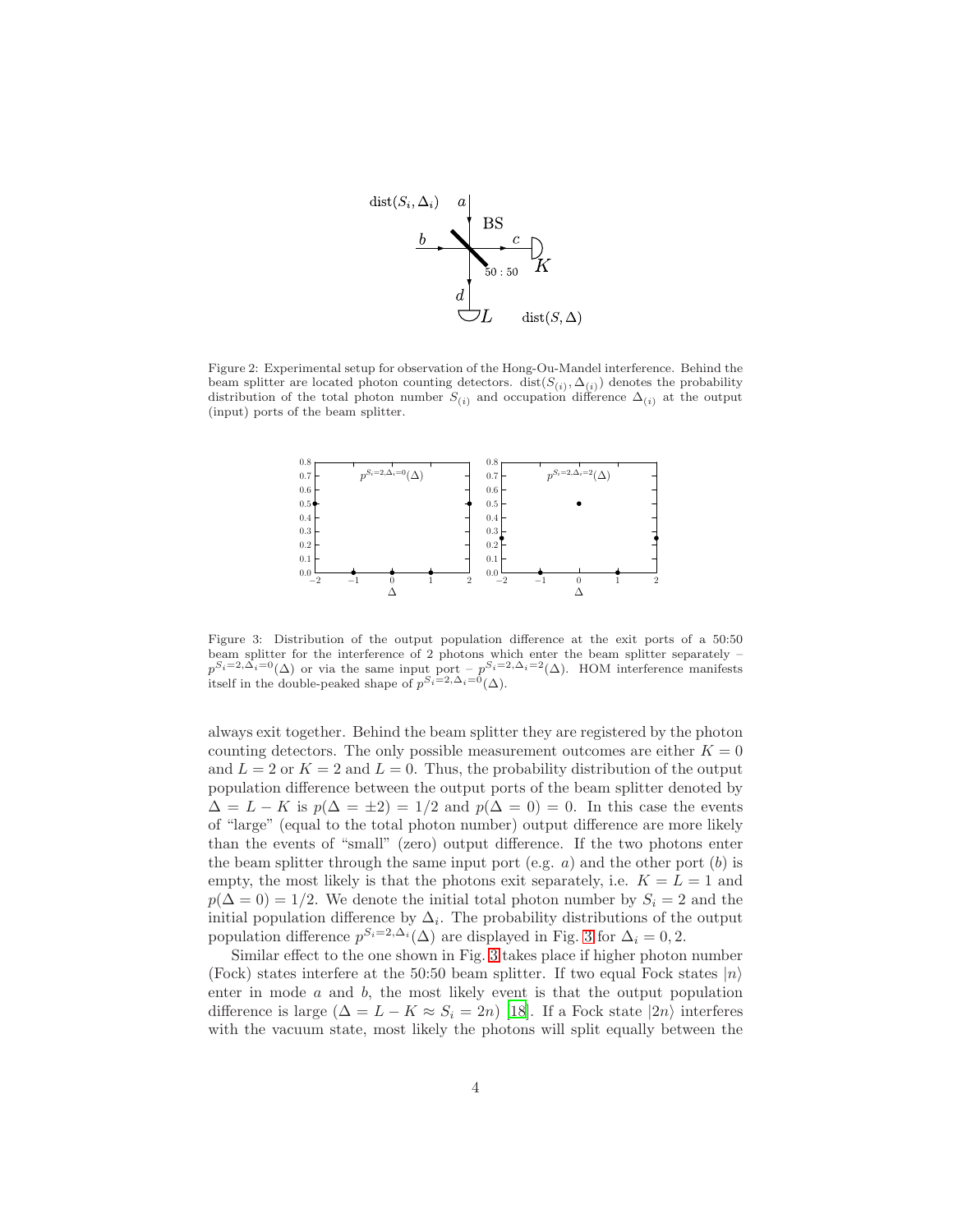Figure 2: Experimental setup for observation of the Hong-Ou-Mandel interference. Behind the beam splitter are located photon counting detectors. $\mathrm{dist}(S_{(i)}, \Delta_{(i)})$ denotes the probability distribution of the total photon number $S_{(i)}$ and occupation difference $\Delta_{(i)}$ at the output (input) ports of the beam splitter.

Figure 3: Distribution of the output population difference at the exit ports of a 50:50 beam splitter for the interference of 2 photons which enter the beam splitter separately – $p^{S_i=2,\Delta_i=0}(\Delta)$ or via the same input port – $p^{S_i=2,\Delta_i=2}(\Delta)$. HOM interference manifests itself in the double-peaked shape of $p^{S_i=2,\Delta_i=0}(\Delta)$.

always exit together. Behind the beam splitter they are registered by the photon counting detectors. The only possible measurement outcomes are either $K = 0$ and $L = 2$ or $K = 2$ and $L = 0$. Thus, the probability distribution of the output population difference between the output ports of the beam splitter denoted by $\Delta = L - K$ is $p(\Delta = \pm 2) = 1/2$ and $p(\Delta = 0) = 0$. In this case the events of "large" (equal to the total photon number) output difference are more likely than the events of "small" (zero) output difference. If the two photons enter the beam splitter through the same input port (e.g. $a$) and the other port ($b$) is empty, the most likely is that the photons exit separately, i.e. $K = L = 1$ and $p(\Delta = 0) = 1/2$. We denote the initial total photon number by $S_i = 2$ and the initial population difference by $\Delta_i$. The probability distributions of the output population difference $p^{S_i=2,\Delta_i}(\Delta)$ are displayed in Fig. 3 for $\Delta_i = 0, 2$.

Similar effect to the one shown in Fig. 3 takes place if higher photon number (Fock) states interfere at the 50:50 beam splitter. If two equal Fock states $|n\rangle$ enter in mode $a$ and $b$, the most likely event is that the output population difference is large ($\Delta = L - K \approx S_i = 2n$) [18]. If a Fock state $|2n\rangle$ interferes with the vacuum state, most likely the photons will split equally between the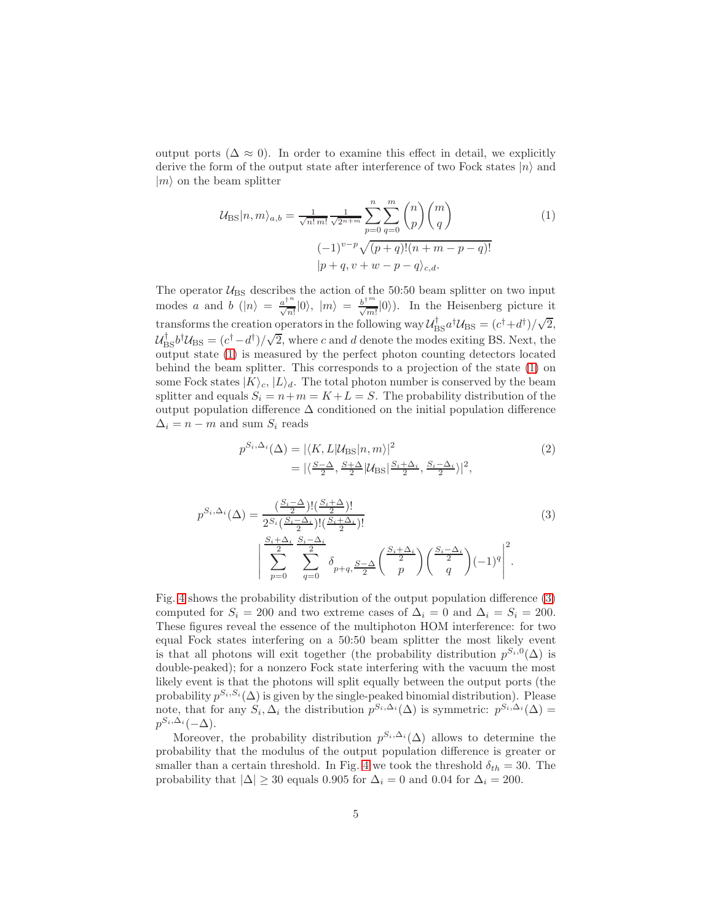output ports ($\Delta \approx 0$). In order to examine this effect in detail, we explicitly derive the form of the output state after interference of two Fock states $|n\rangle$ and $|m\rangle$ on the beam splitter

$$
\begin{aligned}
\mathcal{U}_{\mathrm{BS}}|n,m\rangle_{a,b} = \tfrac{1}{\sqrt{n!\,m!}}\tfrac{1}{\sqrt{2^{n+m}}}\sum_{p=0}^{n}\sum_{q=0}^{m}\binom{n}{p}\binom{m}{q} \\
(-1)^{v-p}\sqrt{(p+q)!(n+m-p-q)!} \\
|p+q, v+w-p-q\rangle_{c,d}.
\end{aligned}
\tag{1}
$$

The operator $\mathcal{U}_{\mathrm{BS}}$ describes the action of the 50:50 beam splitter on two input modes $a$ and $b$ ($|n\rangle = \frac{a^{\dagger n}}{\sqrt{n!}}|0\rangle$, $|m\rangle = \frac{b^{\dagger m}}{\sqrt{m!}}|0\rangle$). In the Heisenberg picture it transforms the creation operators in the following way $\mathcal{U}_{\mathrm{BS}}^{\dagger}a^{\dagger}\mathcal{U}_{\mathrm{BS}} = (c^{\dagger}+d^{\dagger})/\sqrt{2}$, $\mathcal{U}_{\mathrm{BS}}^{\dagger}b^{\dagger}\mathcal{U}_{\mathrm{BS}} = (c^{\dagger}-d^{\dagger})/\sqrt{2}$, where $c$ and $d$ denote the modes exiting BS. Next, the output state (1) is measured by the perfect photon counting detectors located behind the beam splitter. This corresponds to a projection of the state (1) on some Fock states $|K\rangle_c$, $|L\rangle_d$. The total photon number is conserved by the beam splitter and equals $S_i = n+m = K+L = S$. The probability distribution of the output population difference $\Delta$ conditioned on the initial population difference $\Delta_i = n-m$ and sum $S_i$ reads

$$
\begin{aligned}
p^{S_i,\Delta_i}(\Delta) &= |\langle K, L|\mathcal{U}_{\mathrm{BS}}|n,m\rangle|^2 \\
&= |\langle \tfrac{S-\Delta}{2}, \tfrac{S+\Delta}{2}|\mathcal{U}_{\mathrm{BS}}|\tfrac{S_i+\Delta_i}{2}, \tfrac{S_i-\Delta_i}{2}\rangle|^2,
\end{aligned}
\tag{2}
$$

$$
\begin{aligned}
p^{S_i,\Delta_i}(\Delta) = \frac{(\frac{S_i-\Delta}{2})!(\frac{S_i+\Delta}{2})!}{2^{S_i}(\frac{S_i-\Delta_i}{2})!(\frac{S_i+\Delta_i}{2})!} \\
\left|\sum_{p=0}^{\frac{S_i+\Delta_i}{2}}\sum_{q=0}^{\frac{S_i-\Delta_i}{2}}\delta_{p+q,\frac{S-\Delta}{2}}\binom{\frac{S_i+\Delta_i}{2}}{p}\binom{\frac{S_i-\Delta_i}{2}}{q}(-1)^q\right|^2.
\end{aligned}
\tag{3}
$$

Fig. 4 shows the probability distribution of the output population difference (3) computed for $S_i = 200$ and two extreme cases of $\Delta_i = 0$ and $\Delta_i = S_i = 200$. These figures reveal the essence of the multiphoton HOM interference: for two equal Fock states interfering on a 50:50 beam splitter the most likely event is that all photons will exit together (the probability distribution $p^{S_i,0}(\Delta)$ is double-peaked); for a nonzero Fock state interfering with the vacuum the most likely event is that the photons will split equally between the output ports (the probability $p^{S_i,S_i}(\Delta)$ is given by the single-peaked binomial distribution). Please note, that for any $S_i, \Delta_i$ the distribution $p^{S_i,\Delta_i}(\Delta)$ is symmetric: $p^{S_i,\Delta_i}(\Delta) = p^{S_i,\Delta_i}(-\Delta)$.

Moreover, the probability distribution $p^{S_i,\Delta_i}(\Delta)$ allows to determine the probability that the modulus of the output population difference is greater or smaller than a certain threshold. In Fig. 4 we took the threshold $\delta_{th} = 30$. The probability that $|\Delta| \geq 30$ equals 0.905 for $\Delta_i = 0$ and 0.04 for $\Delta_i = 200$.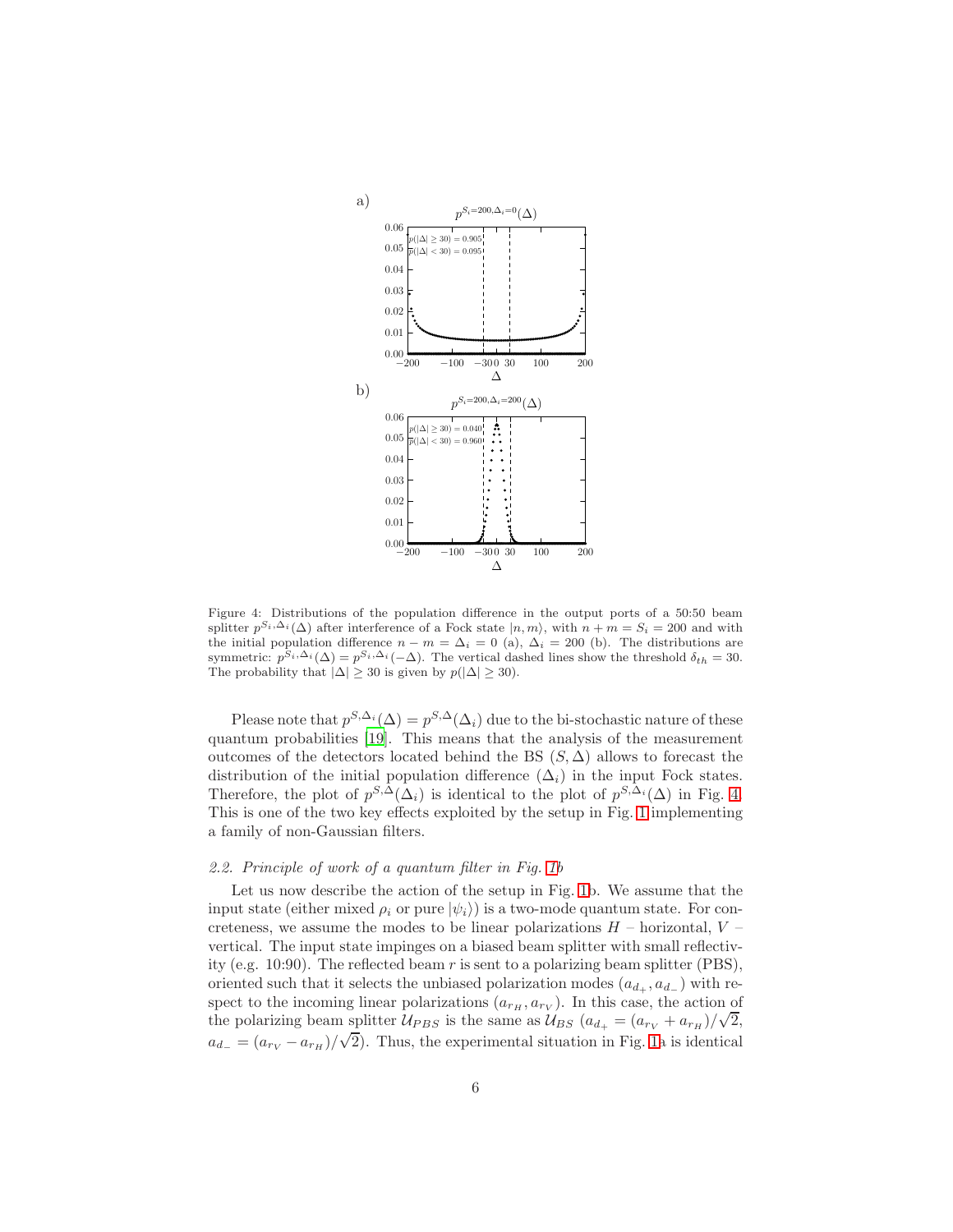Figure 4: Distributions of the population difference in the output ports of a 50:50 beam splitter $p^{S_i,\Delta_i}(\Delta)$ after interference of a Fock state $|n,m\rangle$, with $n+m=S_i=200$ and with the initial population difference $n-m=\Delta_i=0$ (a), $\Delta_i=200$ (b). The distributions are symmetric: $p^{S_i,\Delta_i}(\Delta)=p^{S_i,\Delta_i}(-\Delta)$. The vertical dashed lines show the threshold $\delta_{th}=30$. The probability that $|\Delta|\geq 30$ is given by $p(|\Delta|\geq 30)$.

Please note that $p^{S,\Delta_i}(\Delta)=p^{S,\Delta}(\Delta_i)$ due to the bi-stochastic nature of these quantum probabilities [19]. This means that the analysis of the measurement outcomes of the detectors located behind the BS $(S,\Delta)$ allows to forecast the distribution of the initial population difference $(\Delta_i)$ in the input Fock states. Therefore, the plot of $p^{S,\Delta}(\Delta_i)$ is identical to the plot of $p^{S,\Delta_i}(\Delta)$ in Fig. 4. This is one of the two key effects exploited by the setup in Fig. 1 implementing a family of non-Gaussian filters.

### *2.2. Principle of work of a quantum filter in Fig. 1b*

Let us now describe the action of the setup in Fig. 1b. We assume that the input state (either mixed $\rho_i$ or pure $|\psi_i\rangle$) is a two-mode quantum state. For concreteness, we assume the modes to be linear polarizations $H$ – horizontal, $V$ – vertical. The input state impinges on a biased beam splitter with small reflectivity (e.g. 10:90). The reflected beam $r$ is sent to a polarizing beam splitter (PBS), oriented such that it selects the unbiased polarization modes $(a_{d_+},a_{d_-})$ with respect to the incoming linear polarizations $(a_{r_H},a_{r_V})$. In this case, the action of the polarizing beam splitter $\mathcal{U}_{PBS}$ is the same as $\mathcal{U}_{BS}$ $(a_{d_+}=(a_{r_V}+a_{r_H})/\sqrt{2}$, $a_{d_-}=(a_{r_V}-a_{r_H})/\sqrt{2})$. Thus, the experimental situation in Fig. 1a is identical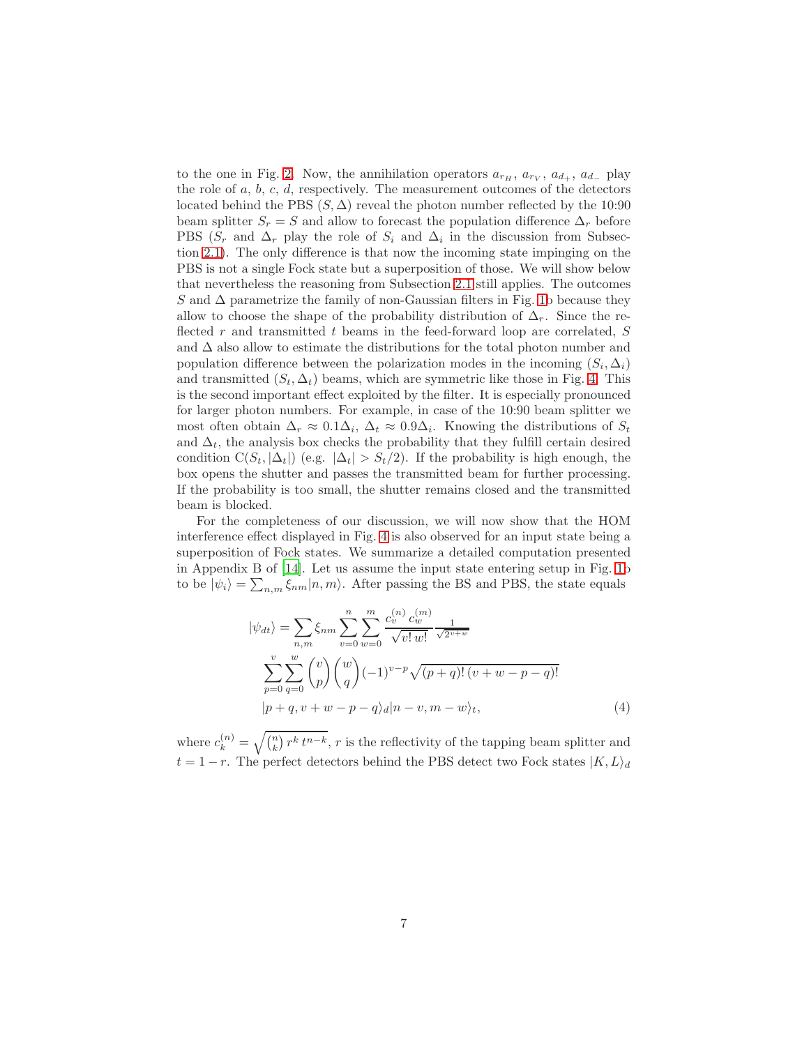to the one in Fig. 2. Now, the annihilation operators $a_{r_H}$, $a_{r_V}$, $a_{d_+}$, $a_{d_-}$ play the role of $a$, $b$, $c$, $d$, respectively. The measurement outcomes of the detectors located behind the PBS $(S, \Delta)$ reveal the photon number reflected by the 10:90 beam splitter $S_r = S$ and allow to forecast the population difference $\Delta_r$ before PBS ($S_r$ and $\Delta_r$ play the role of $S_i$ and $\Delta_i$ in the discussion from Subsection 2.1). The only difference is that now the incoming state impinging on the PBS is not a single Fock state but a superposition of those. We will show below that nevertheless the reasoning from Subsection 2.1 still applies. The outcomes $S$ and $\Delta$ parametrize the family of non-Gaussian filters in Fig. 1b because they allow to choose the shape of the probability distribution of $\Delta_r$. Since the reflected $r$ and transmitted $t$ beams in the feed-forward loop are correlated, $S$ and $\Delta$ also allow to estimate the distributions for the total photon number and population difference between the polarization modes in the incoming $(S_i, \Delta_i)$ and transmitted $(S_t, \Delta_t)$ beams, which are symmetric like those in Fig. 4. This is the second important effect exploited by the filter. It is especially pronounced for larger photon numbers. For example, in case of the 10:90 beam splitter we most often obtain $\Delta_r \approx 0.1\Delta_i$, $\Delta_t \approx 0.9\Delta_i$. Knowing the distributions of $S_t$ and $\Delta_t$, the analysis box checks the probability that they fulfill certain desired condition $\mathrm{C}(S_t, |\Delta_t|)$ (e.g. $|\Delta_t| > S_t/2$). If the probability is high enough, the box opens the shutter and passes the transmitted beam for further processing. If the probability is too small, the shutter remains closed and the transmitted beam is blocked.

For the completeness of our discussion, we will now show that the HOM interference effect displayed in Fig. 4 is also observed for an input state being a superposition of Fock states. We summarize a detailed computation presented in Appendix B of [14]. Let us assume the input state entering setup in Fig. 1b to be $|\psi_i\rangle = \sum_{n,m} \xi_{nm} |n, m\rangle$. After passing the BS and PBS, the state equals

$$
\begin{aligned}
|\psi_{dt}\rangle = \sum_{n,m} \xi_{nm} \sum_{v=0}^{n} \sum_{w=0}^{m} \frac{c_v^{(n)} c_w^{(m)}}{\sqrt{v!\, w!}} \frac{1}{\sqrt{2^{v+w}}} \\
\sum_{p=0}^{v} \sum_{q=0}^{w} \binom{v}{p} \binom{w}{q} (-1)^{v-p} \sqrt{(p+q)!\, (v+w-p-q)!} \\
|p+q, v+w-p-q\rangle_d |n-v, m-w\rangle_t,
\end{aligned}
\tag{4}
$$

where $c_k^{(n)} = \sqrt{\binom{n}{k} r^k\, t^{n-k}}$, $r$ is the reflectivity of the tapping beam splitter and $t = 1 - r$. The perfect detectors behind the PBS detect two Fock states $|K, L\rangle_d$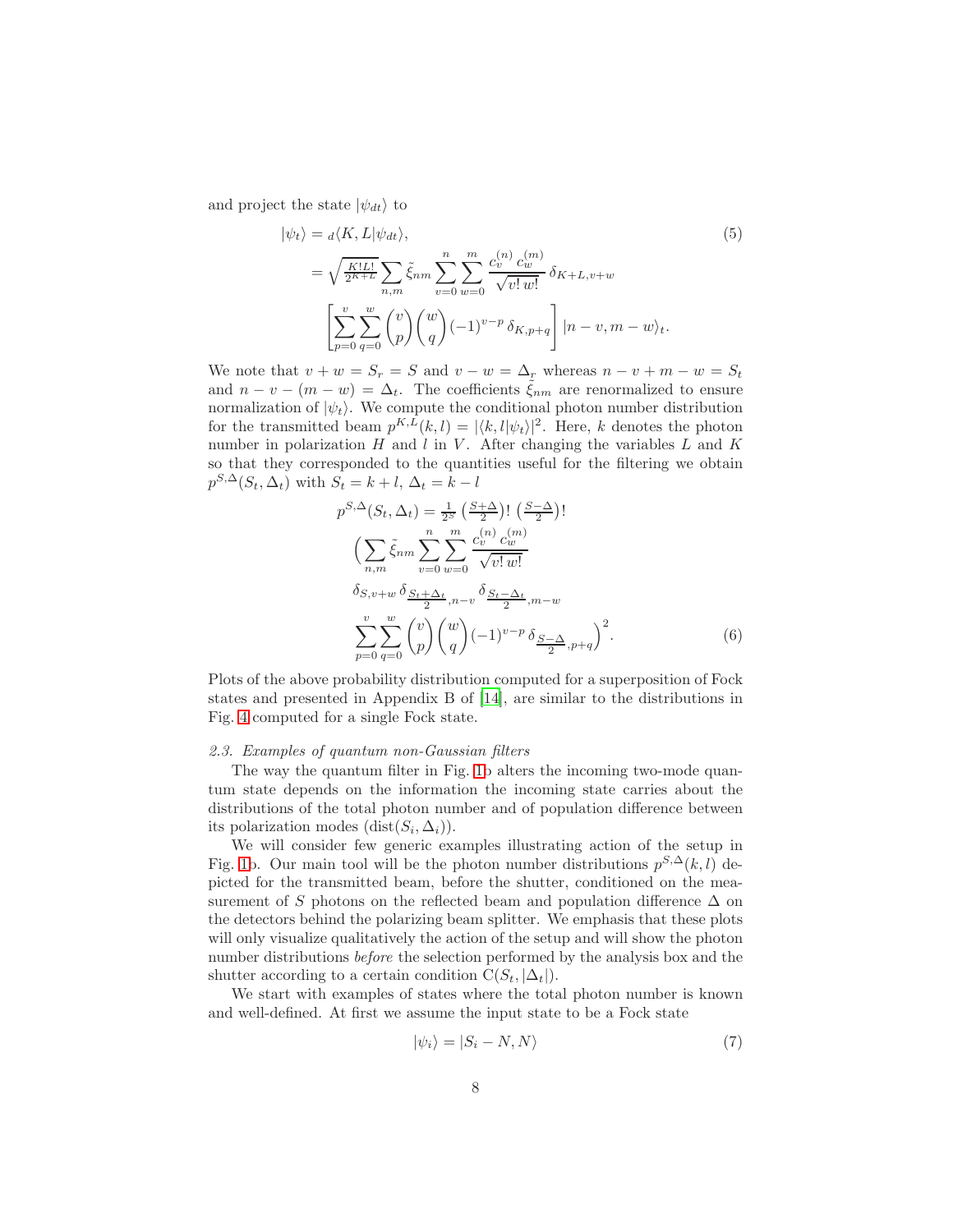and project the state $|\psi_{dt}\rangle$ to

$$
\begin{aligned}
|\psi_t\rangle &= {}_d\langle K, L|\psi_{dt}\rangle, \\
&= \sqrt{\tfrac{K!L!}{2^{K+L}}} \sum_{n,m} \tilde{\xi}_{nm} \sum_{v=0}^{n} \sum_{w=0}^{m} \frac{c_v^{(n)}\, c_w^{(m)}}{\sqrt{v!\, w!}}\, \delta_{K+L, v+w} \\
&\quad \left[ \sum_{p=0}^{v} \sum_{q=0}^{w} \binom{v}{p} \binom{w}{q} (-1)^{v-p}\, \delta_{K, p+q} \right] |n-v, m-w\rangle_t.
\end{aligned}
\tag{5}
$$

We note that $v + w = S_r = S$ and $v - w = \Delta_r$ whereas $n - v + m - w = S_t$ and $n - v - (m - w) = \Delta_t$. The coefficients $\tilde{\xi}_{nm}$ are renormalized to ensure normalization of $|\psi_t\rangle$. We compute the conditional photon number distribution for the transmitted beam $p^{K,L}(k,l) = |\langle k, l|\psi_t\rangle|^2$. Here, $k$ denotes the photon number in polarization $H$ and $l$ in $V$. After changing the variables $L$ and $K$ so that they corresponded to the quantities useful for the filtering we obtain $p^{S,\Delta}(S_t, \Delta_t)$ with $S_t = k + l$, $\Delta_t = k - l$

$$
\begin{aligned}
p^{S,\Delta}(S_t, \Delta_t) &= \tfrac{1}{2^S} \left(\tfrac{S+\Delta}{2}\right)! \left(\tfrac{S-\Delta}{2}\right)! \\
&\quad \Big( \sum_{n,m} \tilde{\xi}_{nm} \sum_{v=0}^{n} \sum_{w=0}^{m} \frac{c_v^{(n)}\, c_w^{(m)}}{\sqrt{v!\, w!}} \\
&\quad \delta_{S, v+w}\, \delta_{\frac{S_t+\Delta_t}{2}, n-v}\, \delta_{\frac{S_t-\Delta_t}{2}, m-w} \\
&\quad \sum_{p=0}^{v} \sum_{q=0}^{w} \binom{v}{p} \binom{w}{q} (-1)^{v-p}\, \delta_{\frac{S-\Delta}{2}, p+q} \Big)^2.
\end{aligned}
\tag{6}
$$

Plots of the above probability distribution computed for a superposition of Fock states and presented in Appendix B of [14], are similar to the distributions in Fig. 4 computed for a single Fock state.

### 2.3. Examples of quantum non-Gaussian filters

The way the quantum filter in Fig. 1b alters the incoming two-mode quantum state depends on the information the incoming state carries about the distributions of the total photon number and of population difference between its polarization modes (dist($S_i, \Delta_i$)).

We will consider few generic examples illustrating action of the setup in Fig. 1b. Our main tool will be the photon number distributions $p^{S,\Delta}(k,l)$ depicted for the transmitted beam, before the shutter, conditioned on the measurement of $S$ photons on the reflected beam and population difference $\Delta$ on the detectors behind the polarizing beam splitter. We emphasis that these plots will only visualize qualitatively the action of the setup and will show the photon number distributions *before* the selection performed by the analysis box and the shutter according to a certain condition $\mathrm{C}(S_t, |\Delta_t|)$.

We start with examples of states where the total photon number is known and well-defined. At first we assume the input state to be a Fock state

$$
|\psi_i\rangle = |S_i - N, N\rangle \tag{7}
$$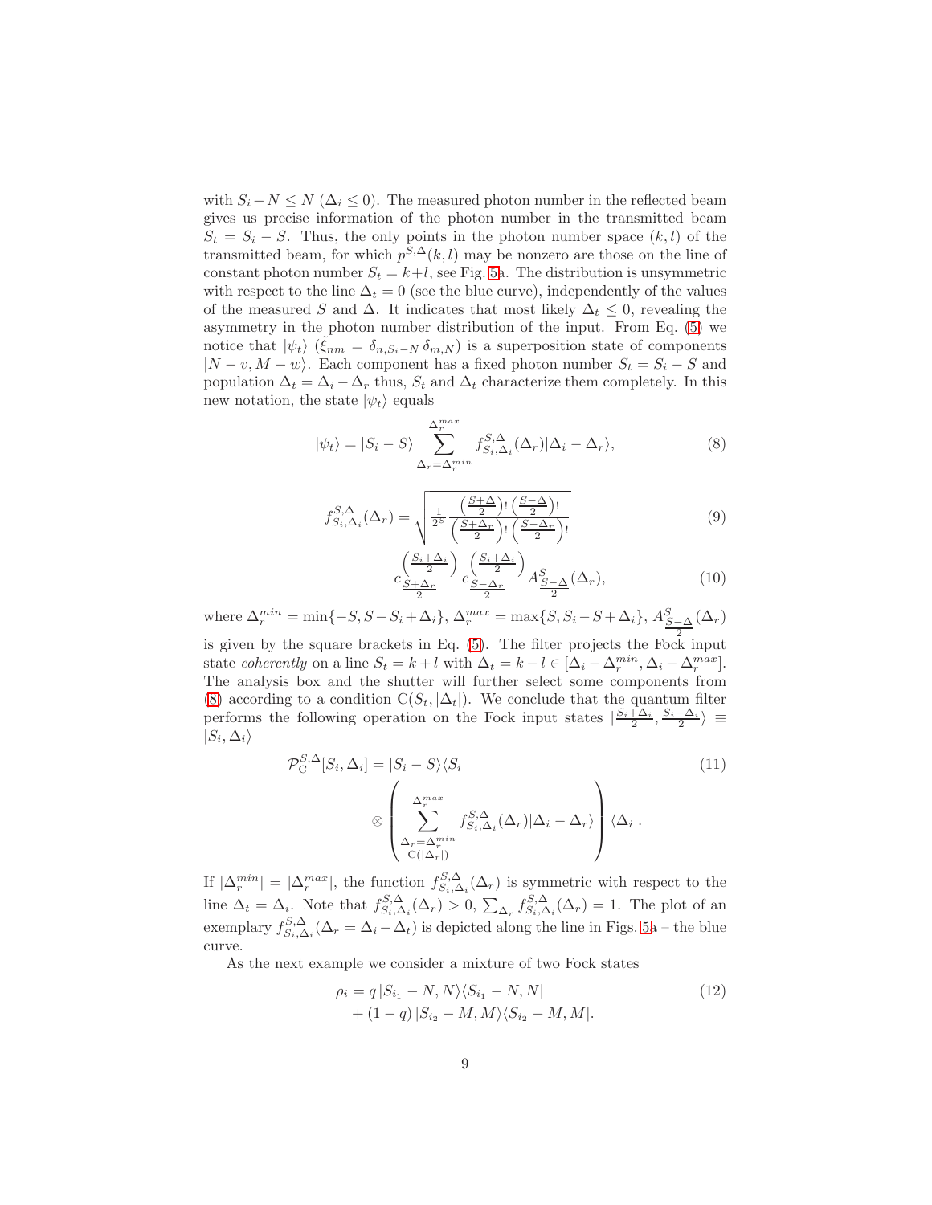with $S_i - N \leq N$ ($\Delta_i \leq 0$). The measured photon number in the reflected beam gives us precise information of the photon number in the transmitted beam $S_t = S_i - S$. Thus, the only points in the photon number space $(k, l)$ of the transmitted beam, for which $p^{S,\Delta}(k,l)$ may be nonzero are those on the line of constant photon number $S_t = k+l$, see Fig. 5a. The distribution is unsymmetric with respect to the line $\Delta_t = 0$ (see the blue curve), independently of the values of the measured $S$ and $\Delta$. It indicates that most likely $\Delta_t \leq 0$, revealing the asymmetry in the photon number distribution of the input. From Eq. (5) we notice that $|\psi_t\rangle$ ($\tilde{\xi}_{nm} = \delta_{n,S_i-N}\,\delta_{m,N}$) is a superposition state of components $|N-v, M-w\rangle$. Each component has a fixed photon number $S_t = S_i - S$ and population $\Delta_t = \Delta_i - \Delta_r$ thus, $S_t$ and $\Delta_t$ characterize them completely. In this new notation, the state $|\psi_t\rangle$ equals

$$
|\psi_t\rangle = |S_i - S\rangle \sum_{\Delta_r=\Delta_r^{min}}^{\Delta_r^{max}} f_{S_i,\Delta_i}^{S,\Delta}(\Delta_r)|\Delta_i - \Delta_r\rangle, \tag{8}
$$

$$
f_{S_i,\Delta_i}^{S,\Delta}(\Delta_r) = \sqrt{\frac{1}{2^S}\frac{\left(\frac{S+\Delta}{2}\right)!\left(\frac{S-\Delta}{2}\right)!}{\left(\frac{S+\Delta_r}{2}\right)!\left(\frac{S-\Delta_r}{2}\right)!}} \tag{9}
$$

$$
c_{\frac{S+\Delta_r}{2}}^{\left(\frac{S_i+\Delta_i}{2}\right)}\, c_{\frac{S-\Delta_r}{2}}^{\left(\frac{S_i+\Delta_i}{2}\right)}\, A^S_{\frac{S-\Delta}{2}}(\Delta_r), \tag{10}
$$

where $\Delta_r^{min} = \min\{-S, S - S_i + \Delta_i\}$, $\Delta_r^{max} = \max\{S, S_i - S + \Delta_i\}$, $A^S_{\frac{S-\Delta}{2}}(\Delta_r)$ is given by the square brackets in Eq. (5). The filter projects the Fock input state *coherently* on a line $S_t = k+l$ with $\Delta_t = k - l \in [\Delta_i - \Delta_r^{min}, \Delta_i - \Delta_r^{max}]$. The analysis box and the shutter will further select some components from (8) according to a condition $\mathrm{C}(S_t, |\Delta_t|)$. We conclude that the quantum filter performs the following operation on the Fock input states $|\frac{S_i+\Delta_i}{2}, \frac{S_i-\Delta_i}{2}\rangle \equiv |S_i, \Delta_i\rangle$

$$
\begin{aligned}
\mathcal{P}_{\mathrm{C}}^{S,\Delta}[S_i,\Delta_i] &= |S_i - S\rangle\langle S_i| \\
&\otimes \left(\sum_{\substack{\Delta_r=\Delta_r^{min}\\ \mathrm{C}(|\Delta_r|)}}^{\Delta_r^{max}} f_{S_i,\Delta_i}^{S,\Delta}(\Delta_r)|\Delta_i - \Delta_r\rangle\right)\langle\Delta_i|.
\end{aligned} \tag{11}
$$

If $|\Delta_r^{min}| = |\Delta_r^{max}|$, the function $f_{S_i,\Delta_i}^{S,\Delta}(\Delta_r)$ is symmetric with respect to the line $\Delta_t = \Delta_i$. Note that $f_{S_i,\Delta_i}^{S,\Delta}(\Delta_r) > 0$, $\sum_{\Delta_r} f_{S_i,\Delta_i}^{S,\Delta}(\Delta_r) = 1$. The plot of an exemplary $f_{S_i,\Delta_i}^{S,\Delta}(\Delta_r = \Delta_i - \Delta_t)$ is depicted along the line in Figs. 5a – the blue curve.

As the next example we consider a mixture of two Fock states

$$
\begin{aligned}
\rho_i &= q\,|S_{i_1} - N, N\rangle\langle S_{i_1} - N, N| \\
&+ (1-q)\,|S_{i_2} - M, M\rangle\langle S_{i_2} - M, M|.
\end{aligned} \tag{12}
$$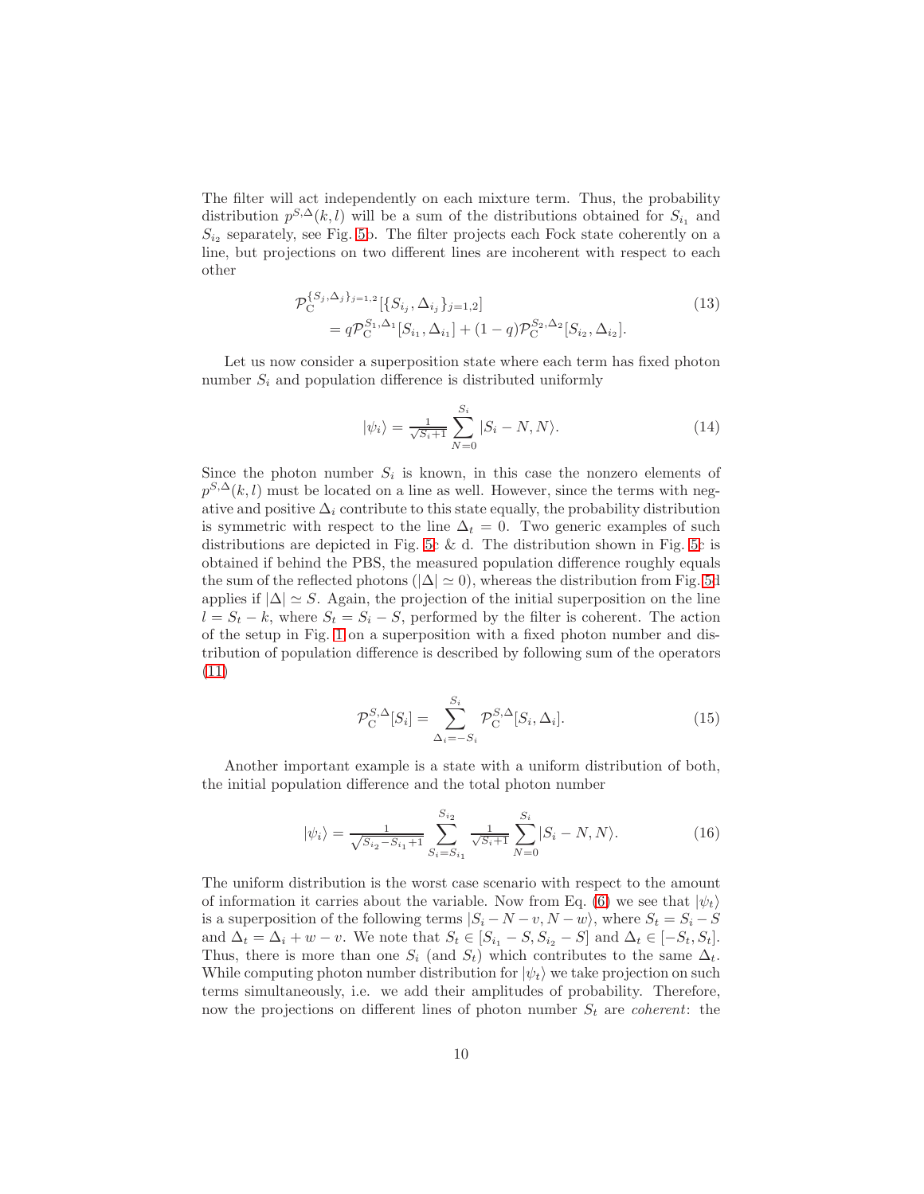The filter will act independently on each mixture term. Thus, the probability distribution $p^{S,\Delta}(k,l)$ will be a sum of the distributions obtained for $S_{i_1}$ and $S_{i_2}$ separately, see Fig. 5b. The filter projects each Fock state coherently on a line, but projections on two different lines are incoherent with respect to each other

$$\mathcal{P}_{\rm C}^{\{S_j,\Delta_j\}_{j=1,2}}[\{S_{i_j},\Delta_{i_j}\}_{j=1,2}] \\ = q\mathcal{P}_{\rm C}^{S_1,\Delta_1}[S_{i_1},\Delta_{i_1}] + (1-q)\mathcal{P}_{\rm C}^{S_2,\Delta_2}[S_{i_2},\Delta_{i_2}]. \tag{13}$$

Let us now consider a superposition state where each term has fixed photon number $S_i$ and population difference is distributed uniformly

$$|\psi_i\rangle = \tfrac{1}{\sqrt{S_i+1}} \sum_{N=0}^{S_i} |S_i - N, N\rangle. \tag{14}$$

Since the photon number $S_i$ is known, in this case the nonzero elements of $p^{S,\Delta}(k,l)$ must be located on a line as well. However, since the terms with negative and positive $\Delta_i$ contribute to this state equally, the probability distribution is symmetric with respect to the line $\Delta_t = 0$. Two generic examples of such distributions are depicted in Fig. 5c & d. The distribution shown in Fig. 5c is obtained if behind the PBS, the measured population difference roughly equals the sum of the reflected photons ($|\Delta| \simeq 0$), whereas the distribution from Fig. 5d applies if $|\Delta| \simeq S$. Again, the projection of the initial superposition on the line $l = S_t - k$, where $S_t = S_i - S$, performed by the filter is coherent. The action of the setup in Fig. 1 on a superposition with a fixed photon number and distribution of population difference is described by following sum of the operators (11)

$$\mathcal{P}_{\rm C}^{S,\Delta}[S_i] = \sum_{\Delta_i=-S_i}^{S_i} \mathcal{P}_{\rm C}^{S,\Delta}[S_i,\Delta_i]. \tag{15}$$

Another important example is a state with a uniform distribution of both, the initial population difference and the total photon number

$$|\psi_i\rangle = \tfrac{1}{\sqrt{S_{i_2}-S_{i_1}+1}} \sum_{S_i=S_{i_1}}^{S_{i_2}} \tfrac{1}{\sqrt{S_i+1}} \sum_{N=0}^{S_i} |S_i - N, N\rangle. \tag{16}$$

The uniform distribution is the worst case scenario with respect to the amount of information it carries about the variable. Now from Eq. (6) we see that $|\psi_t\rangle$ is a superposition of the following terms $|S_i - N - v, N - w\rangle$, where $S_t = S_i - S$ and $\Delta_t = \Delta_i + w - v$. We note that $S_t \in [S_{i_1} - S, S_{i_2} - S]$ and $\Delta_t \in [-S_t, S_t]$. Thus, there is more than one $S_i$ (and $S_t$) which contributes to the same $\Delta_t$. While computing photon number distribution for $|\psi_t\rangle$ we take projection on such terms simultaneously, i.e. we add their amplitudes of probability. Therefore, now the projections on different lines of photon number $S_t$ are *coherent*: the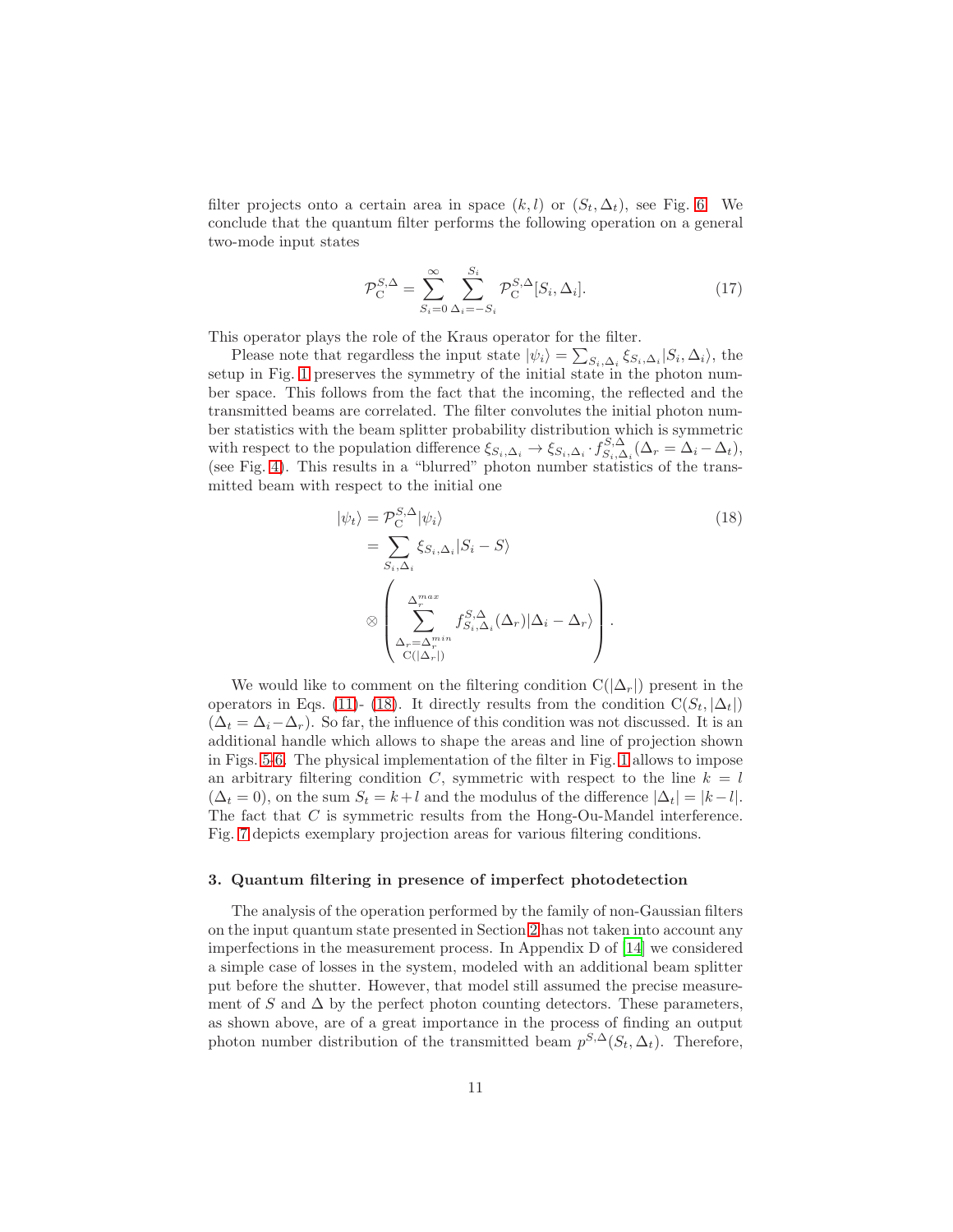filter projects onto a certain area in space $(k, l)$ or $(S_t, \Delta_t)$, see Fig. 6. We conclude that the quantum filter performs the following operation on a general two-mode input states

$$\mathcal{P}_{\mathrm{C}}^{S,\Delta} = \sum_{S_i=0}^{\infty} \sum_{\Delta_i=-S_i}^{S_i} \mathcal{P}_{\mathrm{C}}^{S,\Delta}[S_i, \Delta_i]. \tag{17}$$

This operator plays the role of the Kraus operator for the filter.

Please note that regardless the input state $|\psi_i\rangle = \sum_{S_i,\Delta_i} \xi_{S_i,\Delta_i} |S_i, \Delta_i\rangle$, the setup in Fig. 1 preserves the symmetry of the initial state in the photon number space. This follows from the fact that the incoming, the reflected and the transmitted beams are correlated. The filter convolutes the initial photon number statistics with the beam splitter probability distribution which is symmetric with respect to the population difference $\xi_{S_i,\Delta_i} \to \xi_{S_i,\Delta_i} \cdot f_{S_i,\Delta_i}^{S,\Delta}(\Delta_r = \Delta_i - \Delta_t)$, (see Fig. 4). This results in a "blurred" photon number statistics of the transmitted beam with respect to the initial one

$$\begin{aligned}
|\psi_t\rangle &= \mathcal{P}_{\mathrm{C}}^{S,\Delta} |\psi_i\rangle \\
&= \sum_{S_i,\Delta_i} \xi_{S_i,\Delta_i} |S_i - S\rangle \\
&\otimes \left( \sum_{\substack{\Delta_r = \Delta_r^{min} \\ \mathrm{C}(|\Delta_r|)}}^{\Delta_r^{max}} f_{S_i,\Delta_i}^{S,\Delta}(\Delta_r) |\Delta_i - \Delta_r\rangle \right).
\end{aligned} \tag{18}$$

We would like to comment on the filtering condition $\mathrm{C}(|\Delta_r|)$ present in the operators in Eqs. (11)- (18). It directly results from the condition $\mathrm{C}(S_t, |\Delta_t|)$ $(\Delta_t = \Delta_i - \Delta_r)$. So far, the influence of this condition was not discussed. It is an additional handle which allows to shape the areas and line of projection shown in Figs. 5-6. The physical implementation of the filter in Fig. 1 allows to impose an arbitrary filtering condition $C$, symmetric with respect to the line $k = l$ $(\Delta_t = 0)$, on the sum $S_t = k + l$ and the modulus of the difference $|\Delta_t| = |k - l|$. The fact that $C$ is symmetric results from the Hong-Ou-Mandel interference. Fig. 7 depicts exemplary projection areas for various filtering conditions.

## 3. Quantum filtering in presence of imperfect photodetection

The analysis of the operation performed by the family of non-Gaussian filters on the input quantum state presented in Section 2 has not taken into account any imperfections in the measurement process. In Appendix D of [14] we considered a simple case of losses in the system, modeled with an additional beam splitter put before the shutter. However, that model still assumed the precise measurement of $S$ and $\Delta$ by the perfect photon counting detectors. These parameters, as shown above, are of a great importance in the process of finding an output photon number distribution of the transmitted beam $p^{S,\Delta}(S_t, \Delta_t)$. Therefore,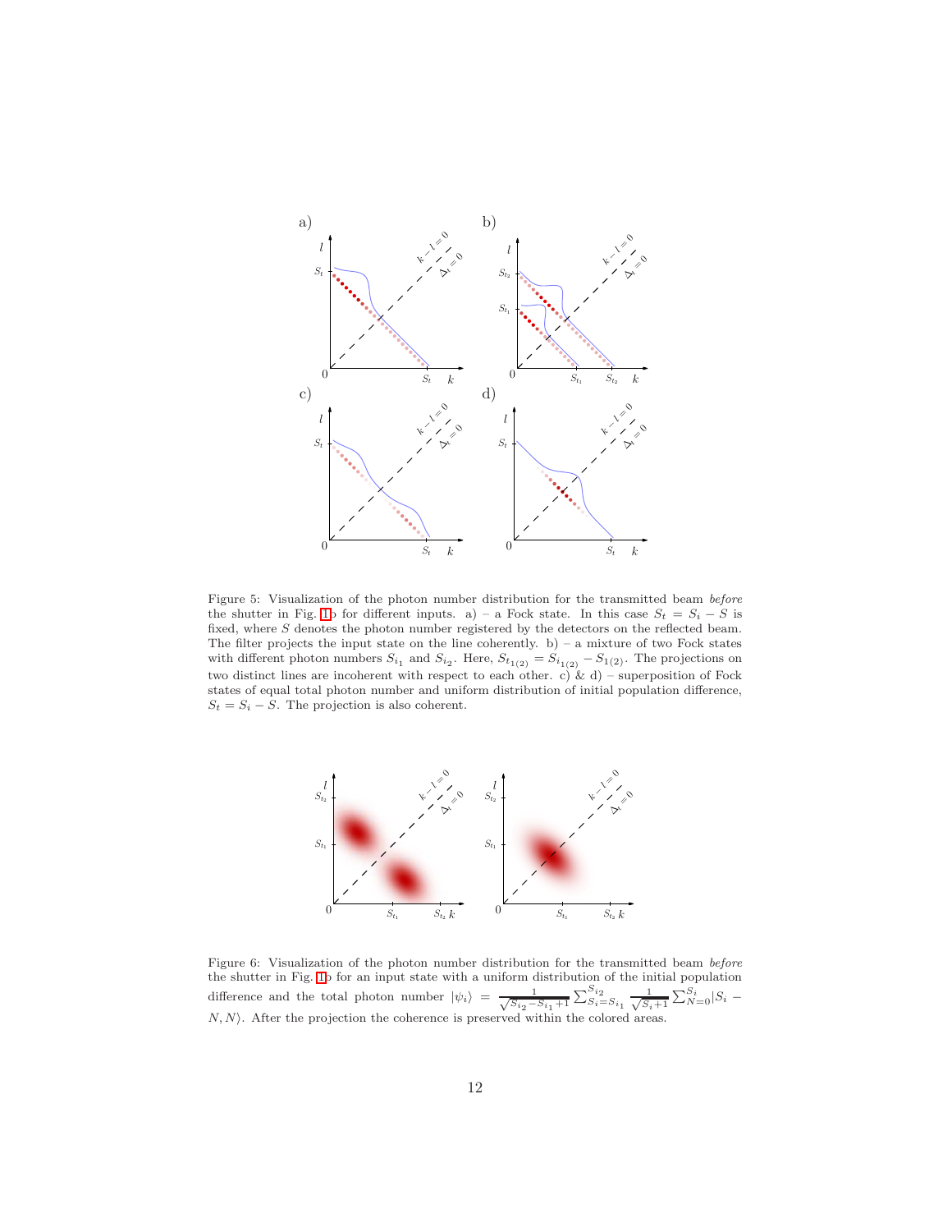Figure 5: Visualization of the photon number distribution for the transmitted beam *before* the shutter in Fig. 1b for different inputs. a) – a Fock state. In this case $S_t = S_i - S$ is fixed, where $S$ denotes the photon number registered by the detectors on the reflected beam. The filter projects the input state on the line coherently. b) – a mixture of two Fock states with different photon numbers $S_{i_1}$ and $S_{i_2}$. Here, $S_{t_{1(2)}} = S_{i_{1(2)}} - S_{1(2)}$. The projections on two distinct lines are incoherent with respect to each other. c) & d) – superposition of Fock states of equal total photon number and uniform distribution of initial population difference, $S_t = S_i - S$. The projection is also coherent.

Figure 6: Visualization of the photon number distribution for the transmitted beam *before* the shutter in Fig. 1b for an input state with a uniform distribution of the initial population difference and the total photon number $|\psi_i\rangle = \frac{1}{\sqrt{S_{i_2} - S_{i_1} + 1}} \sum_{S_i = S_{i_1}}^{S_{i_2}} \frac{1}{\sqrt{S_i + 1}} \sum_{N=0}^{S_i} |S_i - N, N\rangle$. After the projection the coherence is preserved within the colored areas.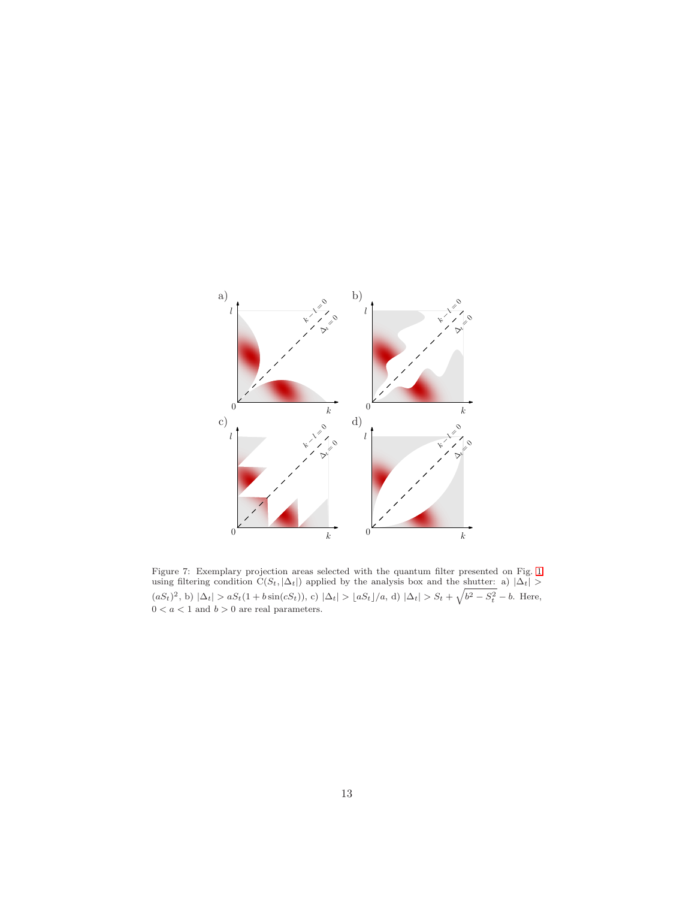Figure 7: Exemplary projection areas selected with the quantum filter presented on Fig. 1 using filtering condition $\mathrm{C}(S_t, |\Delta_t|)$ applied by the analysis box and the shutter: a) $|\Delta_t| > (aS_t)^2$, b) $|\Delta_t| > aS_t(1 + b\sin(cS_t))$, c) $|\Delta_t| > \lfloor aS_t \rfloor / a$, d) $|\Delta_t| > S_t + \sqrt{b^2 - S_t^2} - b$. Here, $0 < a < 1$ and $b > 0$ are real parameters.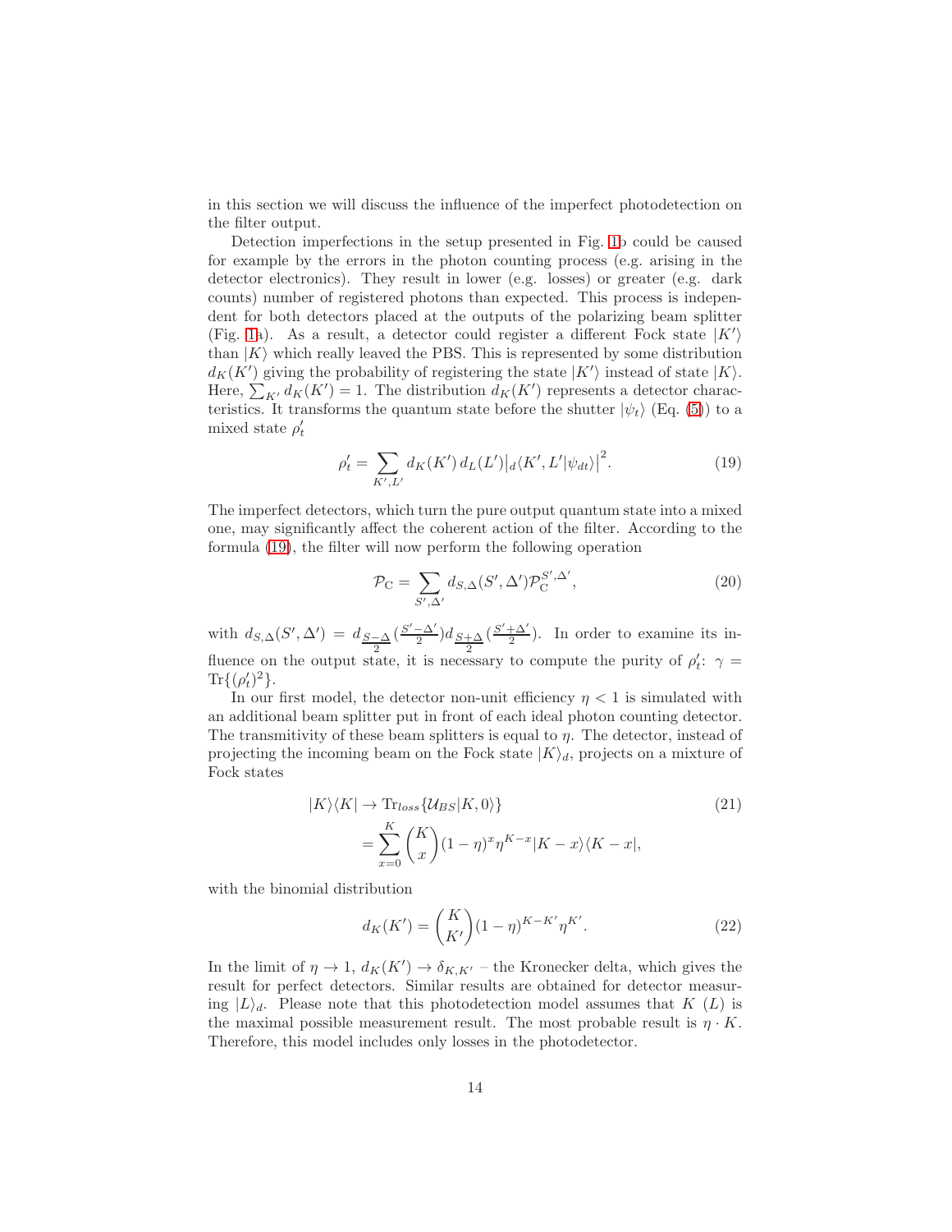in this section we will discuss the influence of the imperfect photodetection on the filter output.

Detection imperfections in the setup presented in Fig. 1b could be caused for example by the errors in the photon counting process (e.g. arising in the detector electronics). They result in lower (e.g. losses) or greater (e.g. dark counts) number of registered photons than expected. This process is independent for both detectors placed at the outputs of the polarizing beam splitter (Fig. 1a). As a result, a detector could register a different Fock state $|K'\rangle$ than $|K\rangle$ which really leaved the PBS. This is represented by some distribution $d_K(K')$ giving the probability of registering the state $|K'\rangle$ instead of state $|K\rangle$. Here, $\sum_{K'} d_K(K') = 1$. The distribution $d_K(K')$ represents a detector characteristics. It transforms the quantum state before the shutter $|\psi_t\rangle$ (Eq. (5)) to a mixed state $\rho'_t$

$$\rho'_t = \sum_{K',L'} d_K(K')\, d_L(L') \big|_d\langle K', L'|\psi_{dt}\rangle\big|^2. \tag{19}$$

The imperfect detectors, which turn the pure output quantum state into a mixed one, may significantly affect the coherent action of the filter. According to the formula (19), the filter will now perform the following operation

$$\mathcal{P}_{\mathrm{C}} = \sum_{S',\Delta'} d_{S,\Delta}(S',\Delta')\mathcal{P}_{\mathrm{C}}^{S',\Delta'}, \tag{20}$$

with $d_{S,\Delta}(S',\Delta') = d_{\frac{S-\Delta}{2}}(\frac{S'-\Delta'}{2}) d_{\frac{S+\Delta}{2}}(\frac{S'+\Delta'}{2})$. In order to examine its influence on the output state, it is necessary to compute the purity of $\rho'_t$: $\gamma = \mathrm{Tr}\{(\rho'_t)^2\}$.

In our first model, the detector non-unit efficiency $\eta < 1$ is simulated with an additional beam splitter put in front of each ideal photon counting detector. The transmitivity of these beam splitters is equal to $\eta$. The detector, instead of projecting the incoming beam on the Fock state $|K\rangle_d$, projects on a mixture of Fock states

$$\begin{aligned}|K\rangle\langle K| &\to \mathrm{Tr}_{loss}\{\mathcal{U}_{BS}|K,0\rangle\} \\ &= \sum_{x=0}^{K} \binom{K}{x} (1-\eta)^x \eta^{K-x} |K-x\rangle\langle K-x|,\end{aligned} \tag{21}$$

with the binomial distribution

$$d_K(K') = \binom{K}{K'} (1-\eta)^{K-K'} \eta^{K'}. \tag{22}$$

In the limit of $\eta \to 1$, $d_K(K') \to \delta_{K,K'}$ – the Kronecker delta, which gives the result for perfect detectors. Similar results are obtained for detector measuring $|L\rangle_d$. Please note that this photodetection model assumes that $K$ ($L$) is the maximal possible measurement result. The most probable result is $\eta \cdot K$. Therefore, this model includes only losses in the photodetector.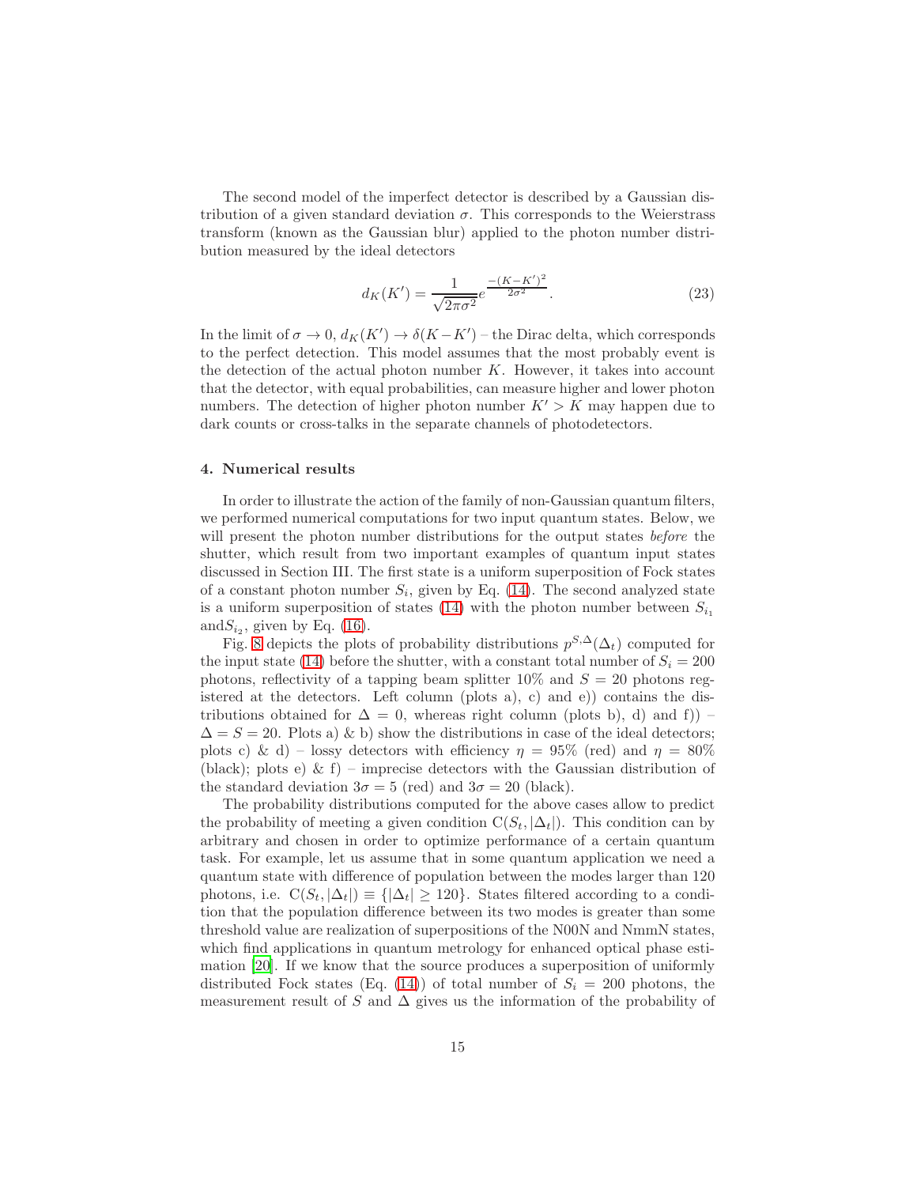The second model of the imperfect detector is described by a Gaussian distribution of a given standard deviation $\sigma$. This corresponds to the Weierstrass transform (known as the Gaussian blur) applied to the photon number distribution measured by the ideal detectors

$$d_K(K') = \frac{1}{\sqrt{2\pi\sigma^2}} e^{\frac{-(K-K')^2}{2\sigma^2}}. \tag{23}$$

In the limit of $\sigma \to 0$, $d_K(K') \to \delta(K-K')$ – the Dirac delta, which corresponds to the perfect detection. This model assumes that the most probably event is the detection of the actual photon number $K$. However, it takes into account that the detector, with equal probabilities, can measure higher and lower photon numbers. The detection of higher photon number $K' > K$ may happen due to dark counts or cross-talks in the separate channels of photodetectors.

## 4. Numerical results

In order to illustrate the action of the family of non-Gaussian quantum filters, we performed numerical computations for two input quantum states. Below, we will present the photon number distributions for the output states *before* the shutter, which result from two important examples of quantum input states discussed in Section III. The first state is a uniform superposition of Fock states of a constant photon number $S_i$, given by Eq. (14). The second analyzed state is a uniform superposition of states (14) with the photon number between $S_{i_1}$ and$S_{i_2}$, given by Eq. (16).

Fig. 8 depicts the plots of probability distributions $p^{S,\Delta}(\Delta_t)$ computed for the input state (14) before the shutter, with a constant total number of $S_i = 200$ photons, reflectivity of a tapping beam splitter 10% and $S = 20$ photons registered at the detectors. Left column (plots a), c) and e)) contains the distributions obtained for $\Delta = 0$, whereas right column (plots b), d) and f)) – $\Delta = S = 20$. Plots a) & b) show the distributions in case of the ideal detectors; plots c) & d) – lossy detectors with efficiency $\eta = 95\%$ (red) and $\eta = 80\%$ (black); plots e) & f) – imprecise detectors with the Gaussian distribution of the standard deviation $3\sigma = 5$ (red) and $3\sigma = 20$ (black).

The probability distributions computed for the above cases allow to predict the probability of meeting a given condition $\mathrm{C}(S_t, |\Delta_t|)$. This condition can by arbitrary and chosen in order to optimize performance of a certain quantum task. For example, let us assume that in some quantum application we need a quantum state with difference of population between the modes larger than 120 photons, i.e. $\mathrm{C}(S_t, |\Delta_t|) \equiv \{|\Delta_t| \geq 120\}$. States filtered according to a condition that the population difference between its two modes is greater than some threshold value are realization of superpositions of the N00N and NmmN states, which find applications in quantum metrology for enhanced optical phase estimation [20]. If we know that the source produces a superposition of uniformly distributed Fock states (Eq. (14)) of total number of $S_i = 200$ photons, the measurement result of $S$ and $\Delta$ gives us the information of the probability of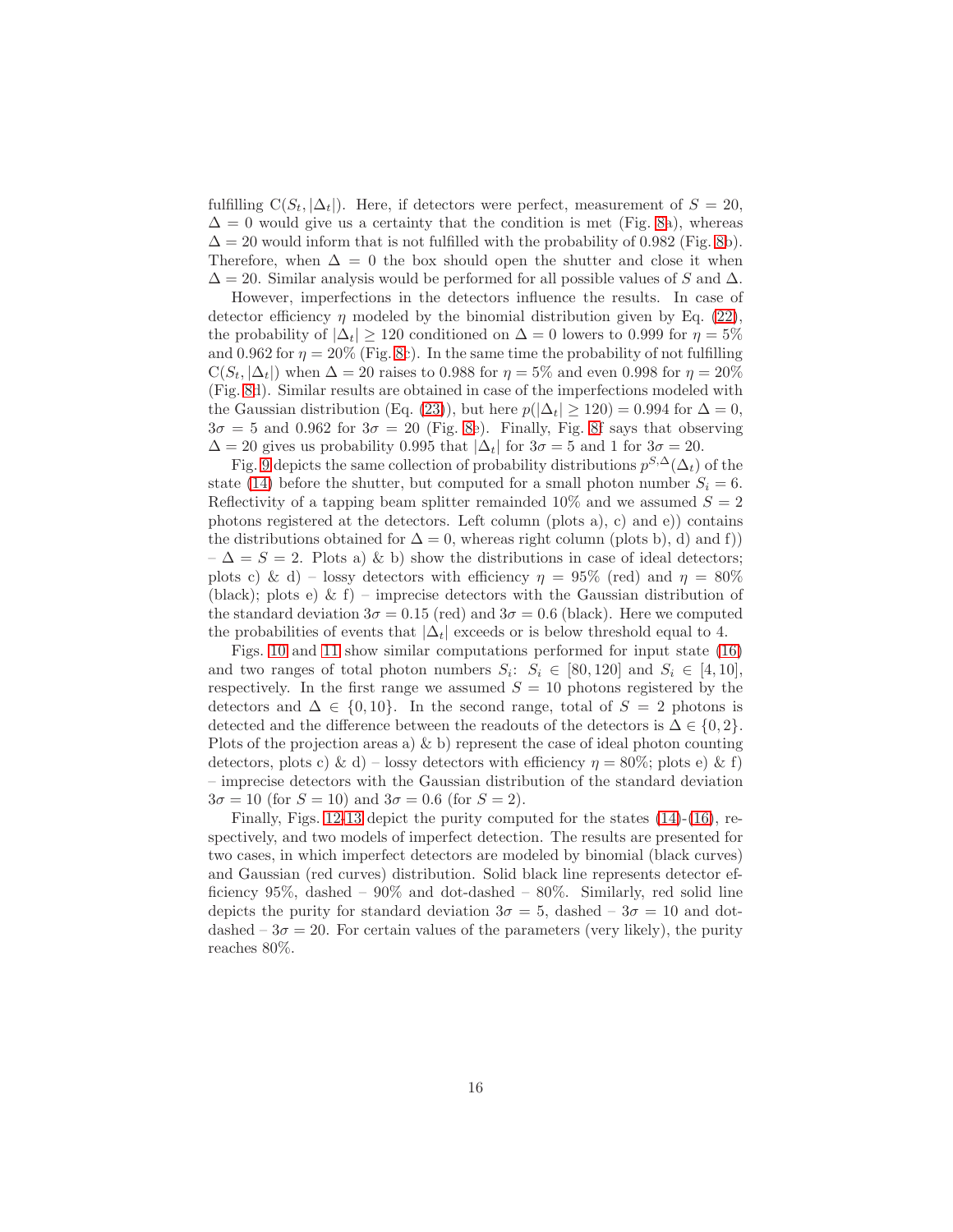fulfilling $C(S_t, |\Delta_t|)$. Here, if detectors were perfect, measurement of $S = 20$, $\Delta = 0$ would give us a certainty that the condition is met (Fig. 8a), whereas $\Delta = 20$ would inform that is not fulfilled with the probability of 0.982 (Fig. 8b). Therefore, when $\Delta = 0$ the box should open the shutter and close it when $\Delta = 20$. Similar analysis would be performed for all possible values of $S$ and $\Delta$.

However, imperfections in the detectors influence the results. In case of detector efficiency $\eta$ modeled by the binomial distribution given by Eq. (22), the probability of $|\Delta_t| \geq 120$ conditioned on $\Delta = 0$ lowers to 0.999 for $\eta = 5\%$ and 0.962 for $\eta = 20\%$ (Fig. 8c). In the same time the probability of not fulfilling $C(S_t, |\Delta_t|)$ when $\Delta = 20$ raises to 0.988 for $\eta = 5\%$ and even 0.998 for $\eta = 20\%$ (Fig. 8d). Similar results are obtained in case of the imperfections modeled with the Gaussian distribution (Eq. (23)), but here $p(|\Delta_t| \geq 120) = 0.994$ for $\Delta = 0$, $3\sigma = 5$ and 0.962 for $3\sigma = 20$ (Fig. 8e). Finally, Fig. 8f says that observing $\Delta = 20$ gives us probability 0.995 that $|\Delta_t|$ for $3\sigma = 5$ and 1 for $3\sigma = 20$.

Fig. 9 depicts the same collection of probability distributions $p^{S,\Delta}(\Delta_t)$ of the state (14) before the shutter, but computed for a small photon number $S_i = 6$. Reflectivity of a tapping beam splitter remainded 10% and we assumed $S = 2$ photons registered at the detectors. Left column (plots a), c) and e)) contains the distributions obtained for $\Delta = 0$, whereas right column (plots b), d) and f)) – $\Delta = S = 2$. Plots a) & b) show the distributions in case of ideal detectors; plots c) & d) – lossy detectors with efficiency $\eta = 95\%$ (red) and $\eta = 80\%$ (black); plots e) & f) – imprecise detectors with the Gaussian distribution of the standard deviation $3\sigma = 0.15$ (red) and $3\sigma = 0.6$ (black). Here we computed the probabilities of events that $|\Delta_t|$ exceeds or is below threshold equal to 4.

Figs. 10 and 11 show similar computations performed for input state (16) and two ranges of total photon numbers $S_i$: $S_i \in [80, 120]$ and $S_i \in [4, 10]$, respectively. In the first range we assumed $S = 10$ photons registered by the detectors and $\Delta \in \{0, 10\}$. In the second range, total of $S = 2$ photons is detected and the difference between the readouts of the detectors is $\Delta \in \{0, 2\}$. Plots of the projection areas a) & b) represent the case of ideal photon counting detectors, plots c) & d) – lossy detectors with efficiency $\eta = 80\%$; plots e) & f) – imprecise detectors with the Gaussian distribution of the standard deviation $3\sigma = 10$ (for $S = 10$) and $3\sigma = 0.6$ (for $S = 2$).

Finally, Figs. 12-13 depict the purity computed for the states (14)-(16), respectively, and two models of imperfect detection. The results are presented for two cases, in which imperfect detectors are modeled by binomial (black curves) and Gaussian (red curves) distribution. Solid black line represents detector efficiency 95%, dashed – 90% and dot-dashed – 80%. Similarly, red solid line depicts the purity for standard deviation $3\sigma = 5$, dashed – $3\sigma = 10$ and dot-dashed – $3\sigma = 20$. For certain values of the parameters (very likely), the purity reaches 80%.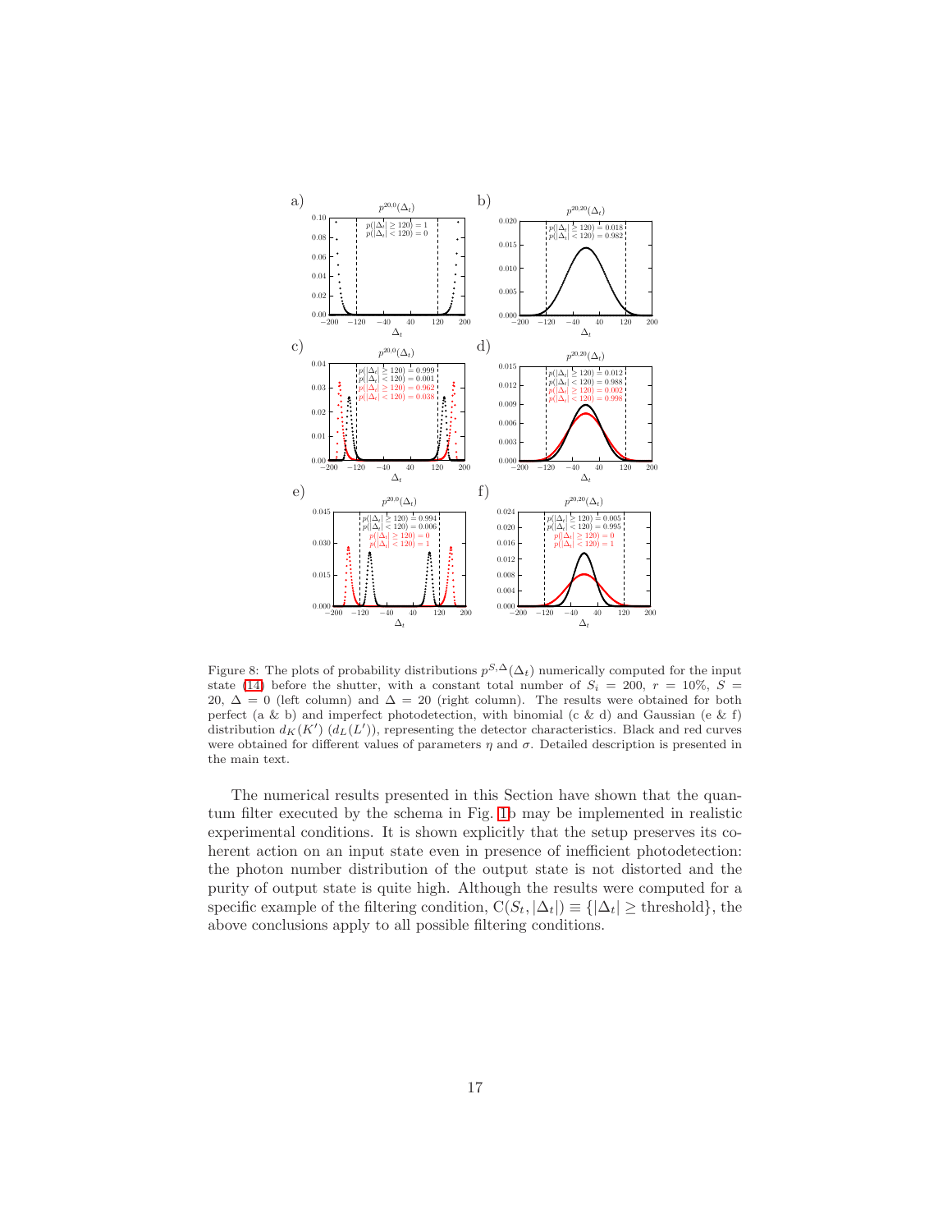Figure 8: The plots of probability distributions $p^{S,\Delta}(\Delta_t)$ numerically computed for the input state (14) before the shutter, with a constant total number of $S_i = 200$, $r = 10\%$, $S = 20$, $\Delta = 0$ (left column) and $\Delta = 20$ (right column). The results were obtained for both perfect (a & b) and imperfect photodetection, with binomial (c & d) and Gaussian (e & f) distribution $d_K(K')$ ($d_L(L')$), representing the detector characteristics. Black and red curves were obtained for different values of parameters $\eta$ and $\sigma$. Detailed description is presented in the main text.

The numerical results presented in this Section have shown that the quantum filter executed by the schema in Fig. 1b may be implemented in realistic experimental conditions. It is shown explicitly that the setup preserves its coherent action on an input state even in presence of inefficient photodetection: the photon number distribution of the output state is not distorted and the purity of output state is quite high. Although the results were computed for a specific example of the filtering condition, $\mathrm{C}(S_t, |\Delta_t|) \equiv \{|\Delta_t| \geq \text{threshold}\}$, the above conclusions apply to all possible filtering conditions.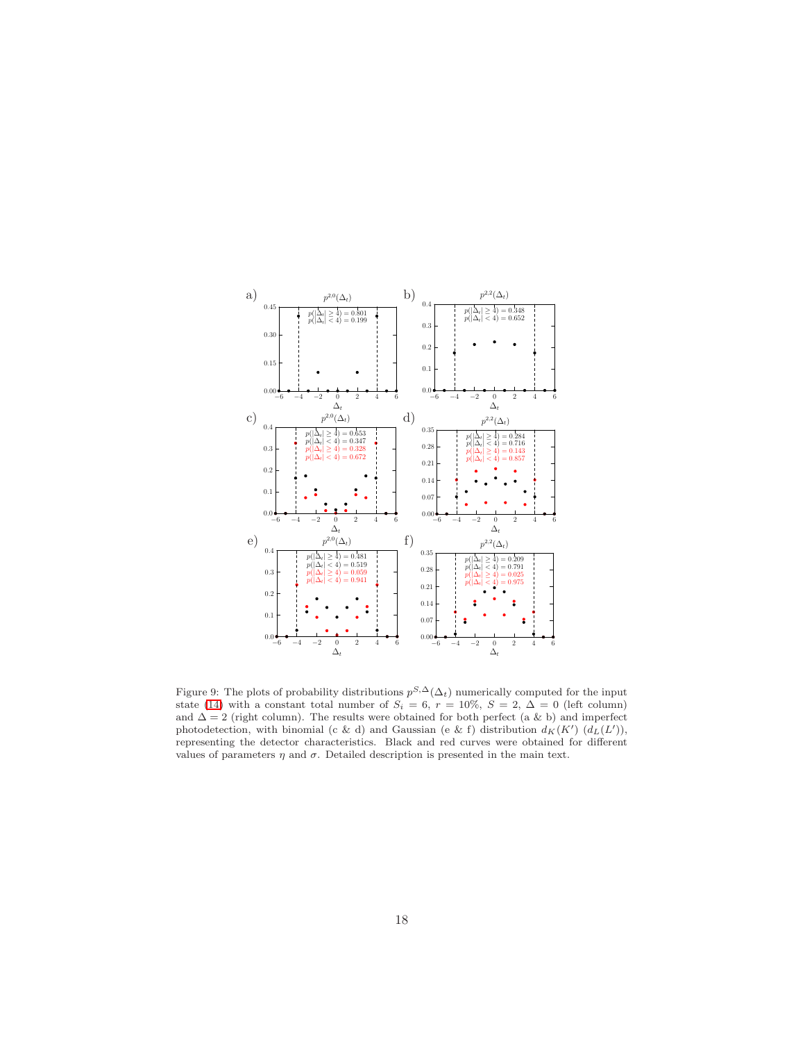Figure 9: The plots of probability distributions $p^{S,\Delta}(\Delta_t)$ numerically computed for the input state (14) with a constant total number of $S_i = 6$, $r = 10\%$, $S = 2$, $\Delta = 0$ (left column) and $\Delta = 2$ (right column). The results were obtained for both perfect (a & b) and imperfect photodetection, with binomial (c & d) and Gaussian (e & f) distribution $d_K(K')$ ($d_L(L')$), representing the detector characteristics. Black and red curves were obtained for different values of parameters $\eta$ and $\sigma$. Detailed description is presented in the main text.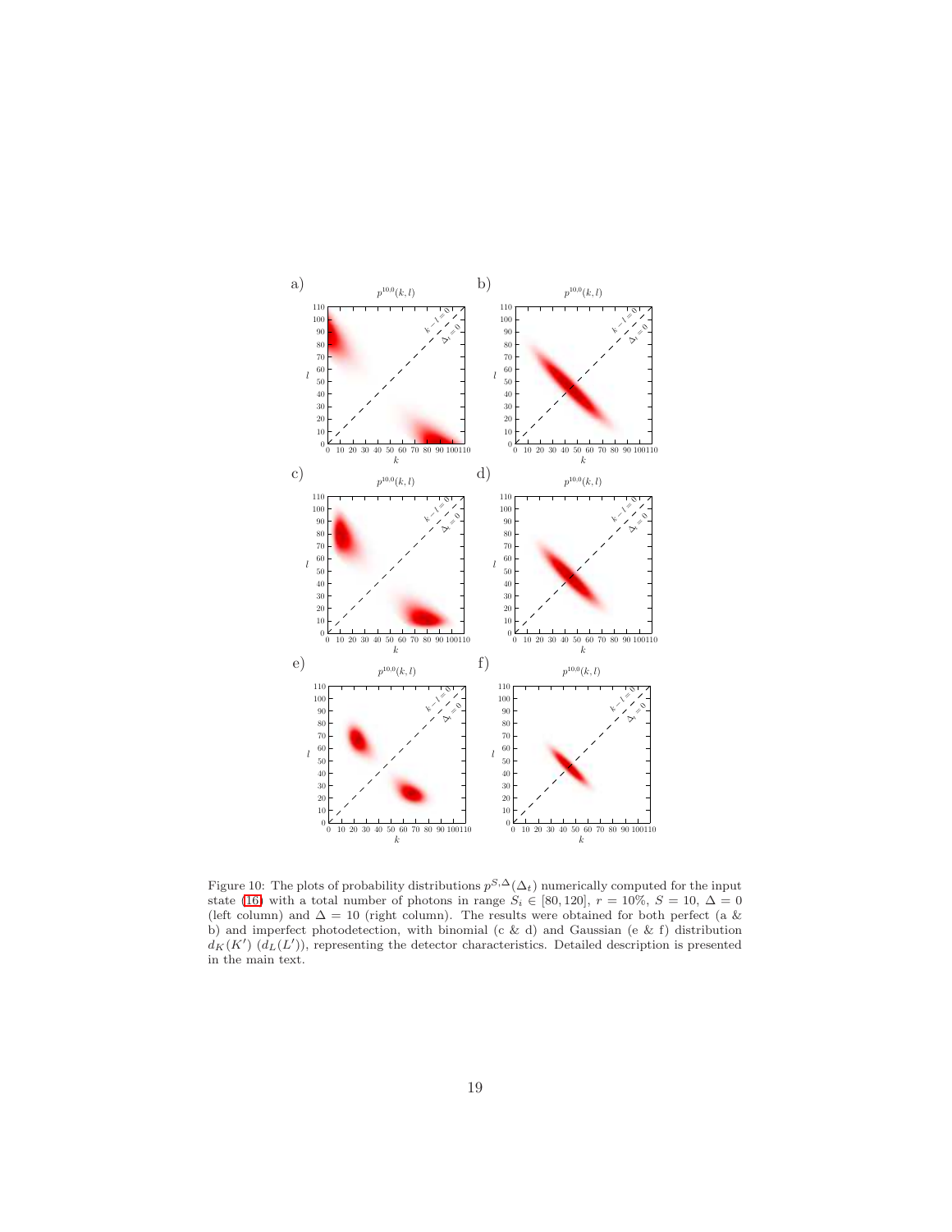Figure 10: The plots of probability distributions $p^{S,\Delta}(\Delta_t)$ numerically computed for the input state (16) with a total number of photons in range $S_i \in [80, 120]$, $r = 10\%$, $S = 10$, $\Delta = 0$ (left column) and $\Delta = 10$ (right column). The results were obtained for both perfect (a & b) and imperfect photodetection, with binomial (c & d) and Gaussian (e & f) distribution $d_K(K')$ ($d_L(L')$), representing the detector characteristics. Detailed description is presented in the main text.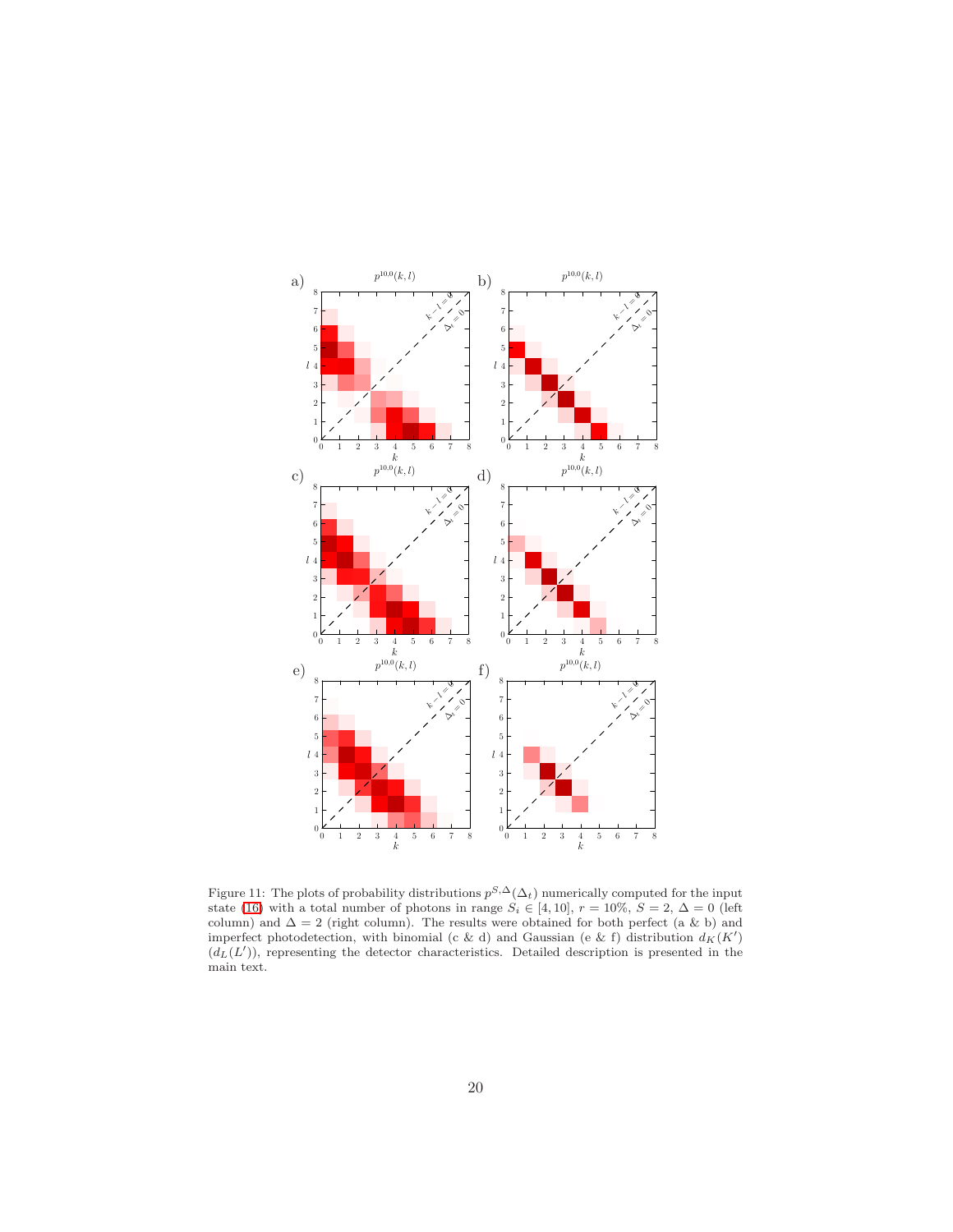Figure 11: The plots of probability distributions $p^{S,\Delta}(\Delta_t)$ numerically computed for the input state (16) with a total number of photons in range $S_i \in [4, 10]$, $r = 10\%$, $S = 2$, $\Delta = 0$ (left column) and $\Delta = 2$ (right column). The results were obtained for both perfect (a & b) and imperfect photodetection, with binomial (c & d) and Gaussian (e & f) distribution $d_K(K')$ ($d_L(L')$), representing the detector characteristics. Detailed description is presented in the main text.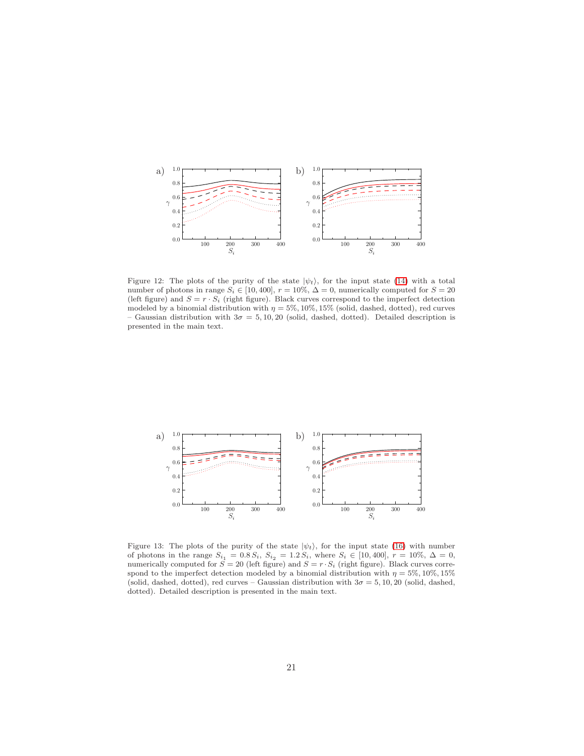Figure 12: The plots of the purity of the state $|\psi_t\rangle$, for the input state (14) with a total number of photons in range $S_i \in [10, 400]$, $r = 10\%$, $\Delta = 0$, numerically computed for $S = 20$ (left figure) and $S = r \cdot S_i$ (right figure). Black curves correspond to the imperfect detection modeled by a binomial distribution with $\eta = 5\%, 10\%, 15\%$ (solid, dashed, dotted), red curves – Gaussian distribution with $3\sigma = 5, 10, 20$ (solid, dashed, dotted). Detailed description is presented in the main text.

Figure 13: The plots of the purity of the state $|\psi_t\rangle$, for the input state (16) with number of photons in the range $S_{i_1} = 0.8\, S_i$, $S_{i_2} = 1.2\, S_i$, where $S_i \in [10, 400]$, $r = 10\%$, $\Delta = 0$, numerically computed for $S = 20$ (left figure) and $S = r \cdot S_i$ (right figure). Black curves correspond to the imperfect detection modeled by a binomial distribution with $\eta = 5\%, 10\%, 15\%$ (solid, dashed, dotted), red curves – Gaussian distribution with $3\sigma = 5, 10, 20$ (solid, dashed, dotted). Detailed description is presented in the main text.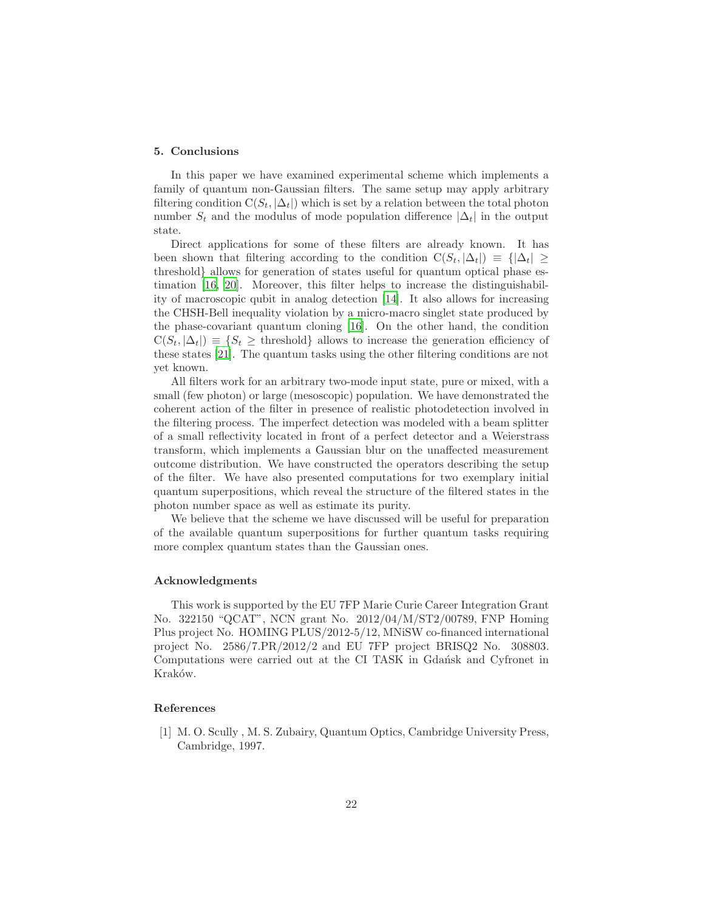## 5. Conclusions

In this paper we have examined experimental scheme which implements a family of quantum non-Gaussian filters. The same setup may apply arbitrary filtering condition $\mathrm{C}(S_t, |\Delta_t|)$ which is set by a relation between the total photon number $S_t$ and the modulus of mode population difference $|\Delta_t|$ in the output state.

Direct applications for some of these filters are already known. It has been shown that filtering according to the condition $\mathrm{C}(S_t, |\Delta_t|) \equiv \{|\Delta_t| \geq \text{threshold}\}$ allows for generation of states useful for quantum optical phase estimation [16, 20]. Moreover, this filter helps to increase the distinguishability of macroscopic qubit in analog detection [14]. It also allows for increasing the CHSH-Bell inequality violation by a micro-macro singlet state produced by the phase-covariant quantum cloning [16]. On the other hand, the condition $\mathrm{C}(S_t, |\Delta_t|) \equiv \{S_t \geq \text{threshold}\}$ allows to increase the generation efficiency of these states [21]. The quantum tasks using the other filtering conditions are not yet known.

All filters work for an arbitrary two-mode input state, pure or mixed, with a small (few photon) or large (mesoscopic) population. We have demonstrated the coherent action of the filter in presence of realistic photodetection involved in the filtering process. The imperfect detection was modeled with a beam splitter of a small reflectivity located in front of a perfect detector and a Weierstrass transform, which implements a Gaussian blur on the unaffected measurement outcome distribution. We have constructed the operators describing the setup of the filter. We have also presented computations for two exemplary initial quantum superpositions, which reveal the structure of the filtered states in the photon number space as well as estimate its purity.

We believe that the scheme we have discussed will be useful for preparation of the available quantum superpositions for further quantum tasks requiring more complex quantum states than the Gaussian ones.

### Acknowledgments

This work is supported by the EU 7FP Marie Curie Career Integration Grant No. 322150 "QCAT", NCN grant No. 2012/04/M/ST2/00789, FNP Homing Plus project No. HOMING PLUS/2012-5/12, MNiSW co-financed international project No. 2586/7.PR/2012/2 and EU 7FP project BRISQ2 No. 308803. Computations were carried out at the CI TASK in Gdańsk and Cyfronet in Kraków.

### References

[1] M. O. Scully , M. S. Zubairy, Quantum Optics, Cambridge University Press, Cambridge, 1997.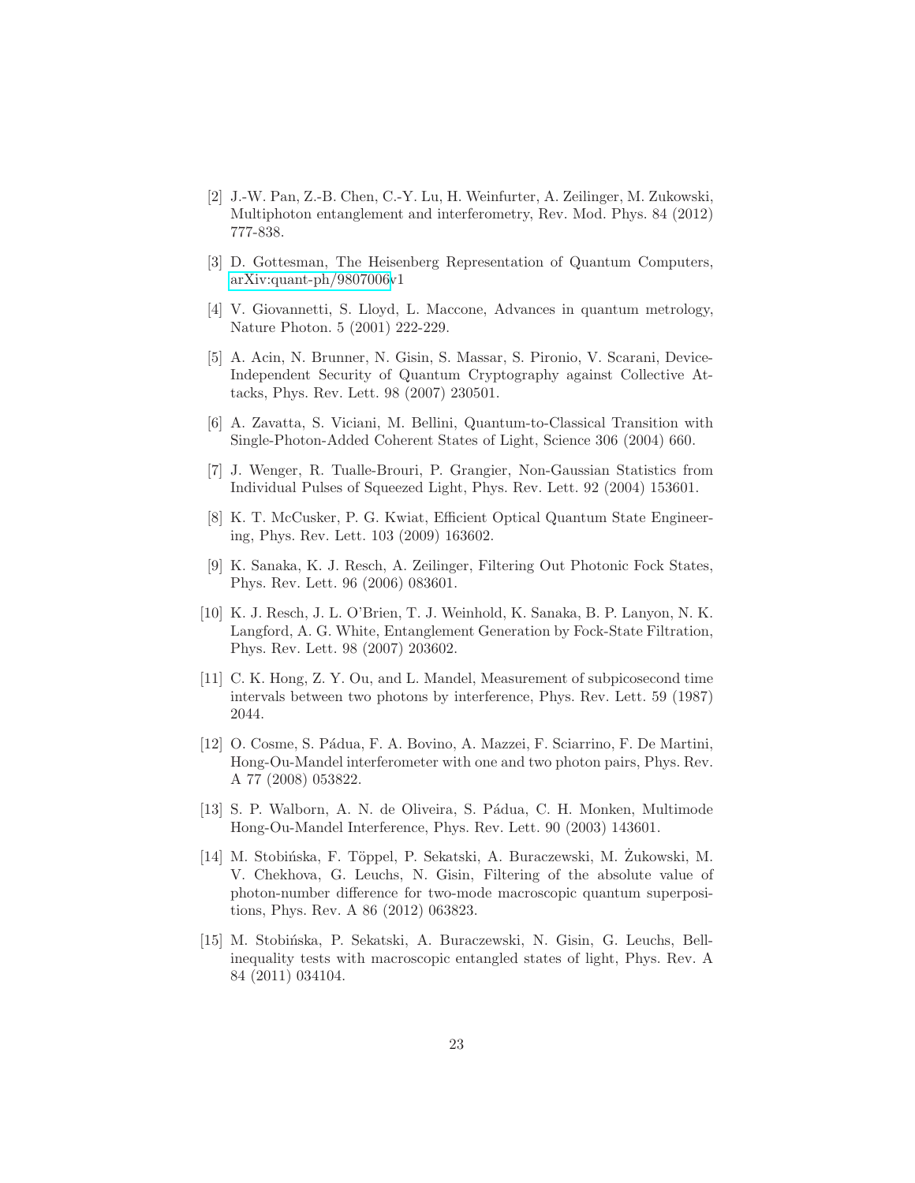[2] J.-W. Pan, Z.-B. Chen, C.-Y. Lu, H. Weinfurter, A. Zeilinger, M. Zukowski, Multiphoton entanglement and interferometry, Rev. Mod. Phys. 84 (2012) 777-838.

[3] D. Gottesman, The Heisenberg Representation of Quantum Computers, arXiv:quant-ph/9807006v1

[4] V. Giovannetti, S. Lloyd, L. Maccone, Advances in quantum metrology, Nature Photon. 5 (2001) 222-229.

[5] A. Acin, N. Brunner, N. Gisin, S. Massar, S. Pironio, V. Scarani, Device-Independent Security of Quantum Cryptography against Collective Attacks, Phys. Rev. Lett. 98 (2007) 230501.

[6] A. Zavatta, S. Viciani, M. Bellini, Quantum-to-Classical Transition with Single-Photon-Added Coherent States of Light, Science 306 (2004) 660.

[7] J. Wenger, R. Tualle-Brouri, P. Grangier, Non-Gaussian Statistics from Individual Pulses of Squeezed Light, Phys. Rev. Lett. 92 (2004) 153601.

[8] K. T. McCusker, P. G. Kwiat, Efficient Optical Quantum State Engineering, Phys. Rev. Lett. 103 (2009) 163602.

[9] K. Sanaka, K. J. Resch, A. Zeilinger, Filtering Out Photonic Fock States, Phys. Rev. Lett. 96 (2006) 083601.

[10] K. J. Resch, J. L. O'Brien, T. J. Weinhold, K. Sanaka, B. P. Lanyon, N. K. Langford, A. G. White, Entanglement Generation by Fock-State Filtration, Phys. Rev. Lett. 98 (2007) 203602.

[11] C. K. Hong, Z. Y. Ou, and L. Mandel, Measurement of subpicosecond time intervals between two photons by interference, Phys. Rev. Lett. 59 (1987) 2044.

[12] O. Cosme, S. Pádua, F. A. Bovino, A. Mazzei, F. Sciarrino, F. De Martini, Hong-Ou-Mandel interferometer with one and two photon pairs, Phys. Rev. A 77 (2008) 053822.

[13] S. P. Walborn, A. N. de Oliveira, S. Pádua, C. H. Monken, Multimode Hong-Ou-Mandel Interference, Phys. Rev. Lett. 90 (2003) 143601.

[14] M. Stobińska, F. Töppel, P. Sekatski, A. Buraczewski, M. Żukowski, M. V. Chekhova, G. Leuchs, N. Gisin, Filtering of the absolute value of photon-number difference for two-mode macroscopic quantum superpositions, Phys. Rev. A 86 (2012) 063823.

[15] M. Stobińska, P. Sekatski, A. Buraczewski, N. Gisin, G. Leuchs, Bell-inequality tests with macroscopic entangled states of light, Phys. Rev. A 84 (2011) 034104.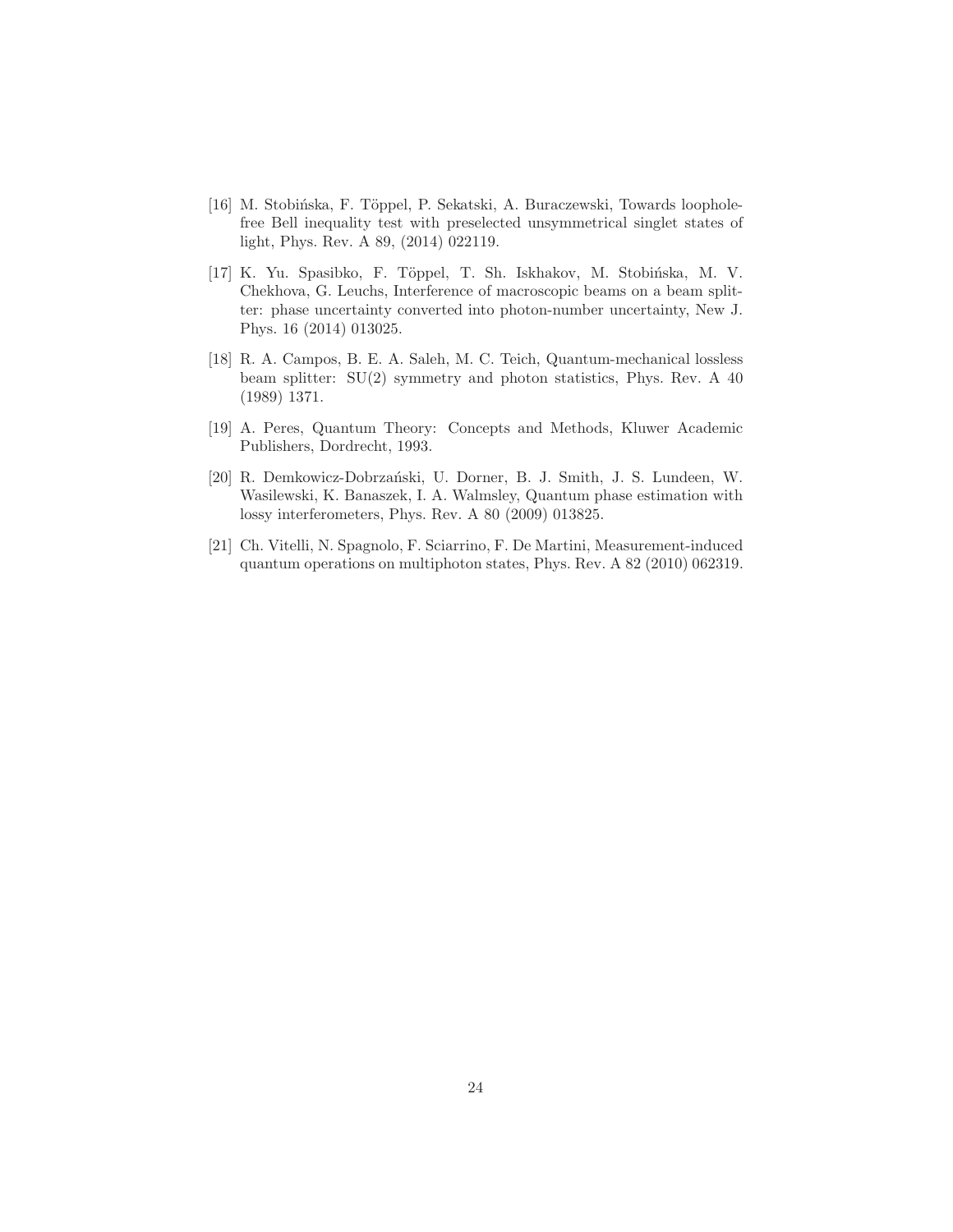[16] M. Stobińska, F. Töppel, P. Sekatski, A. Buraczewski, Towards loophole-free Bell inequality test with preselected unsymmetrical singlet states of light, Phys. Rev. A 89, (2014) 022119.

[17] K. Yu. Spasibko, F. Töppel, T. Sh. Iskhakov, M. Stobińska, M. V. Chekhova, G. Leuchs, Interference of macroscopic beams on a beam splitter: phase uncertainty converted into photon-number uncertainty, New J. Phys. 16 (2014) 013025.

[18] R. A. Campos, B. E. A. Saleh, M. C. Teich, Quantum-mechanical lossless beam splitter: SU(2) symmetry and photon statistics, Phys. Rev. A 40 (1989) 1371.

[19] A. Peres, Quantum Theory: Concepts and Methods, Kluwer Academic Publishers, Dordrecht, 1993.

[20] R. Demkowicz-Dobrzański, U. Dorner, B. J. Smith, J. S. Lundeen, W. Wasilewski, K. Banaszek, I. A. Walmsley, Quantum phase estimation with lossy interferometers, Phys. Rev. A 80 (2009) 013825.

[21] Ch. Vitelli, N. Spagnolo, F. Sciarrino, F. De Martini, Measurement-induced quantum operations on multiphoton states, Phys. Rev. A 82 (2010) 062319.